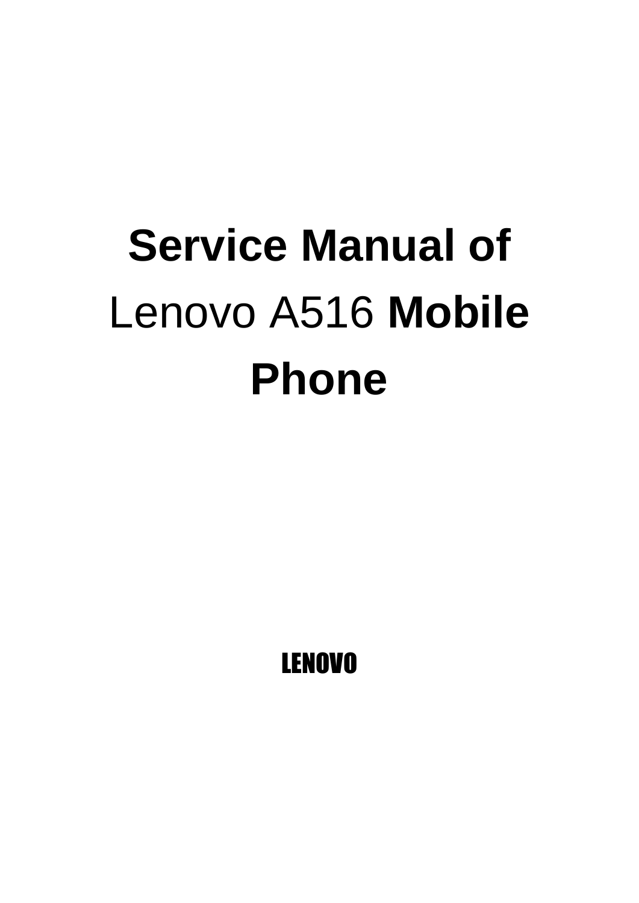# **Service Manual of** Lenovo A516 **Mobile Phone**

**LENOVO**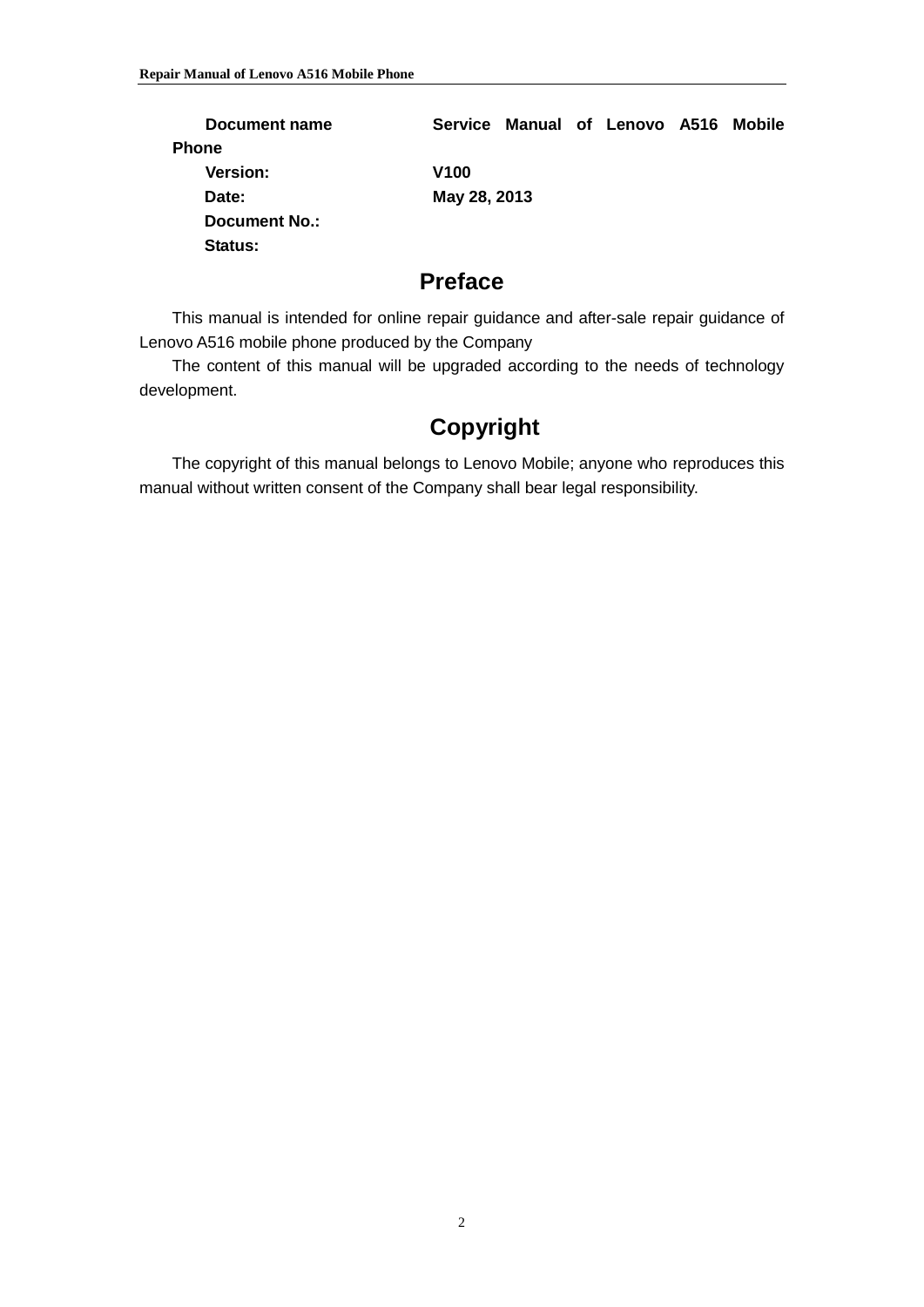**Document name** **Service Manual of Lenovo A516 Mobile Phone**

**Version:** **V100**

**Date:** **May 28, 2013**

**Document No.:**

**Status:**

## Preface

This manual is intended for online repair guidance and after-sale repair guidance of Lenovo A516 mobile phone produced by the Company

The content of this manual will be upgraded according to the needs of technology development.

## Copyright

The copyright of this manual belongs to Lenovo Mobile; anyone who reproduces this manual without written consent of the Company shall bear legal responsibility.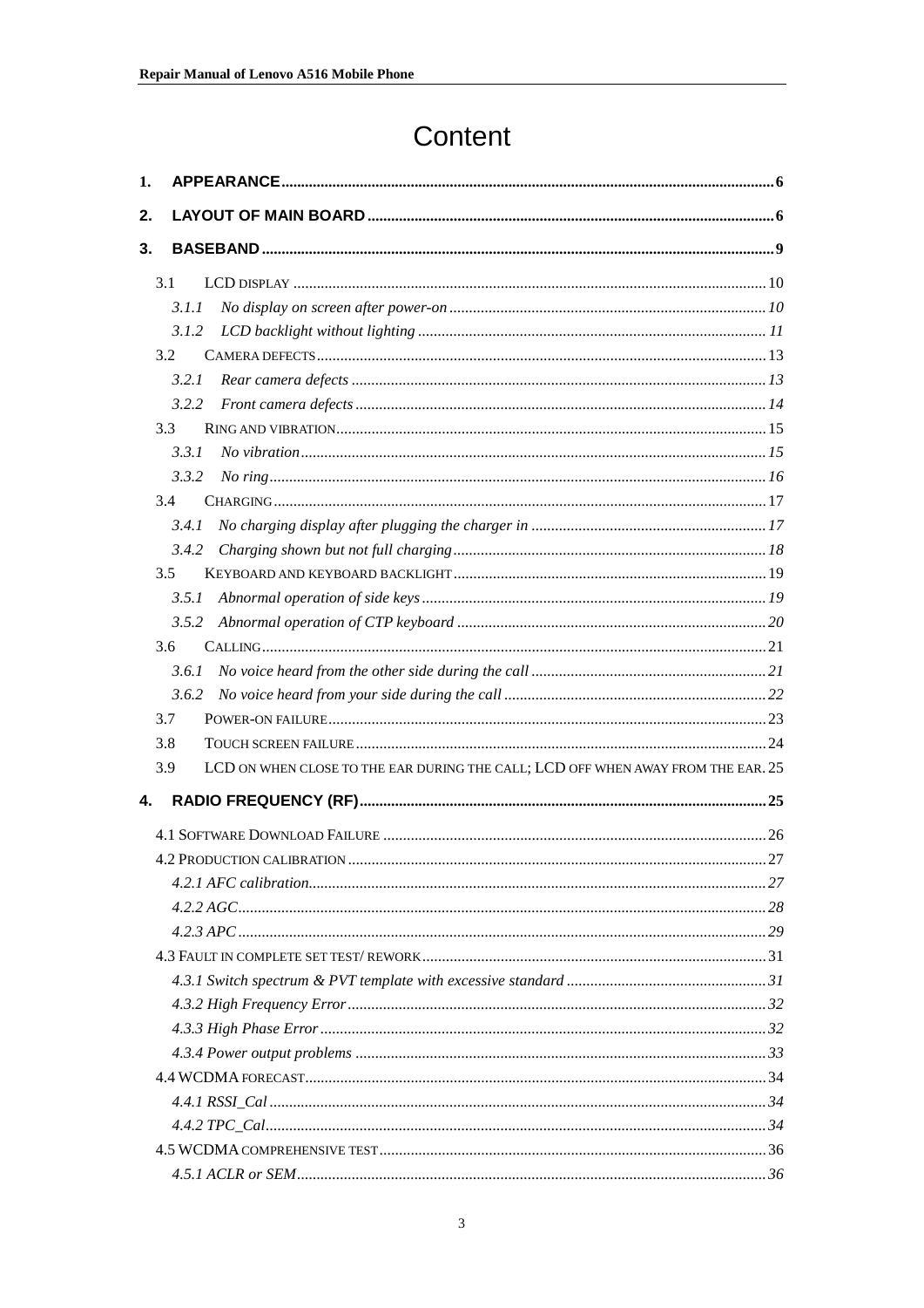# Content

**1. APPEARANCE** ........ 6

**2. LAYOUT OF MAIN BOARD** ........ 6

**3. BASEBAND** ........ 9

- 3.1 LCD DISPLAY ........ 10
  - *3.1.1 No display on screen after power-on* ........ *10*
  - *3.1.2 LCD backlight without lighting* ........ *11*
- 3.2 CAMERA DEFECTS ........ 13
  - *3.2.1 Rear camera defects* ........ *13*
  - *3.2.2 Front camera defects* ........ *14*
- 3.3 RING AND VIBRATION ........ 15
  - *3.3.1 No vibration* ........ *15*
  - *3.3.2 No ring* ........ *16*
- 3.4 CHARGING ........ 17
  - *3.4.1 No charging display after plugging the charger in* ........ *17*
  - *3.4.2 Charging shown but not full charging* ........ *18*
- 3.5 KEYBOARD AND KEYBOARD BACKLIGHT ........ 19
  - *3.5.1 Abnormal operation of side keys* ........ *19*
  - *3.5.2 Abnormal operation of CTP keyboard* ........ *20*
- 3.6 CALLING ........ 21
  - *3.6.1 No voice heard from the other side during the call* ........ *21*
  - *3.6.2 No voice heard from your side during the call* ........ *22*
- 3.7 POWER-ON FAILURE ........ 23
- 3.8 TOUCH SCREEN FAILURE ........ 24
- 3.9 LCD ON WHEN CLOSE TO THE EAR DURING THE CALL; LCD OFF WHEN AWAY FROM THE EAR. 25

**4. RADIO FREQUENCY (RF)** ........ 25

- 4.1 SOFTWARE DOWNLOAD FAILURE ........ 26
- 4.2 PRODUCTION CALIBRATION ........ 27
  - *4.2.1 AFC calibration* ........ *27*
  - *4.2.2 AGC* ........ *28*
  - *4.2.3 APC* ........ *29*
- 4.3 FAULT IN COMPLETE SET TEST/ REWORK ........ 31
  - *4.3.1 Switch spectrum & PVT template with excessive standard* ........ *31*
  - *4.3.2 High Frequency Error* ........ *32*
  - *4.3.3 High Phase Error* ........ *32*
  - *4.3.4 Power output problems* ........ *33*
- 4.4 WCDMA FORECAST ........ 34
  - *4.4.1 RSSI_Cal* ........ *34*
  - *4.4.2 TPC_Cal* ........ *34*
- 4.5 WCDMA COMPREHENSIVE TEST ........ 36
  - *4.5.1 ACLR or SEM* ........ *36*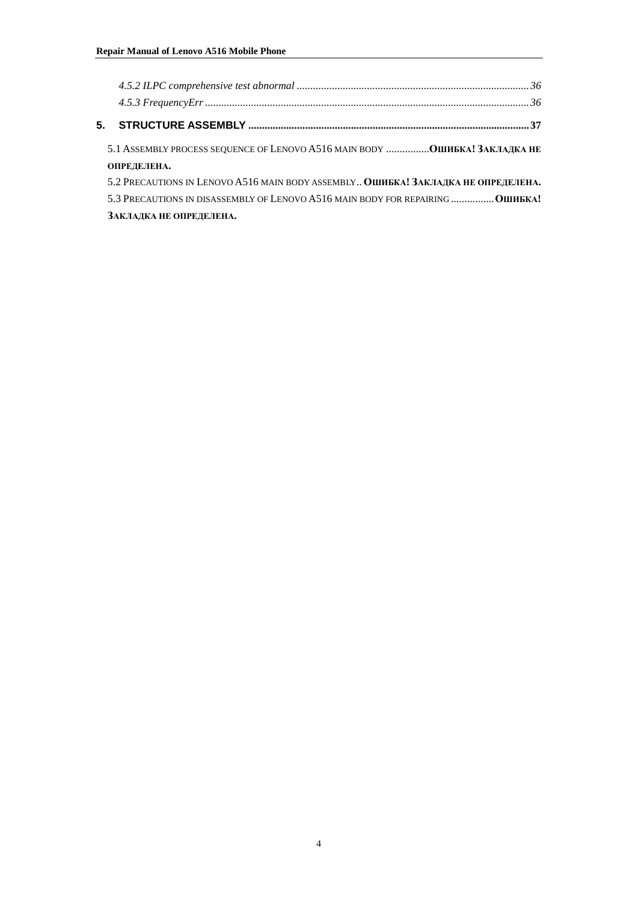*4.5.2 ILPC comprehensive test abnormal* ....................................................................................*36*

*4.5.3 FrequencyErr* ......................................................................................................................*36*

**5. STRUCTURE ASSEMBLY** .......................................................................................................**37**

5.1 ASSEMBLY PROCESS SEQUENCE OF LENOVO A516 MAIN BODY ................**ОШИБКА! ЗАКЛАДКА НЕ ОПРЕДЕЛЕНА.**

5.2 PRECAUTIONS IN LENOVO A516 MAIN BODY ASSEMBLY.. **ОШИБКА! ЗАКЛАДКА НЕ ОПРЕДЕЛЕНА.**

5.3 PRECAUTIONS IN DISASSEMBLY OF LENOVO A516 MAIN BODY FOR REPAIRING ................**ОШИБКА! ЗАКЛАДКА НЕ ОПРЕДЕЛЕНА.**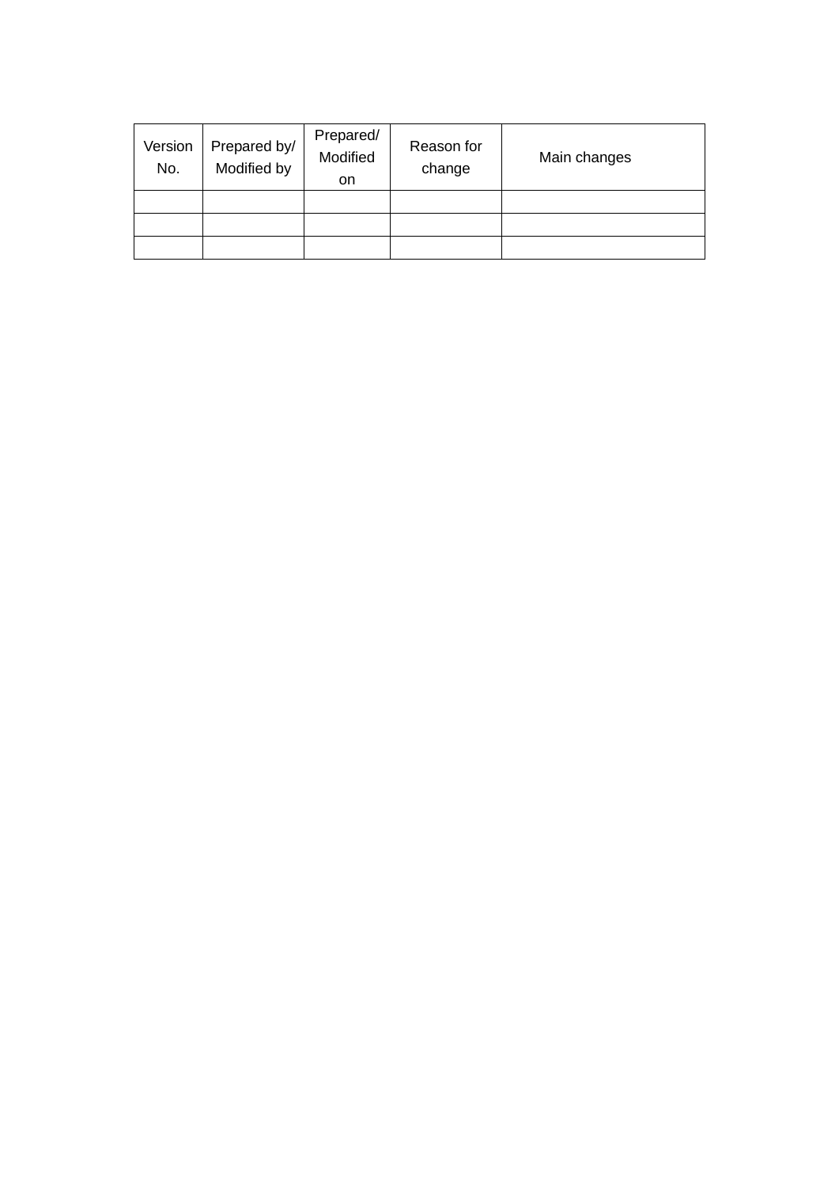| Version No. | Prepared by/ Modified by | Prepared/ Modified on | Reason for change | Main changes |
|---|---|---|---|---|
| | | | | |
| | | | | |
| | | | | |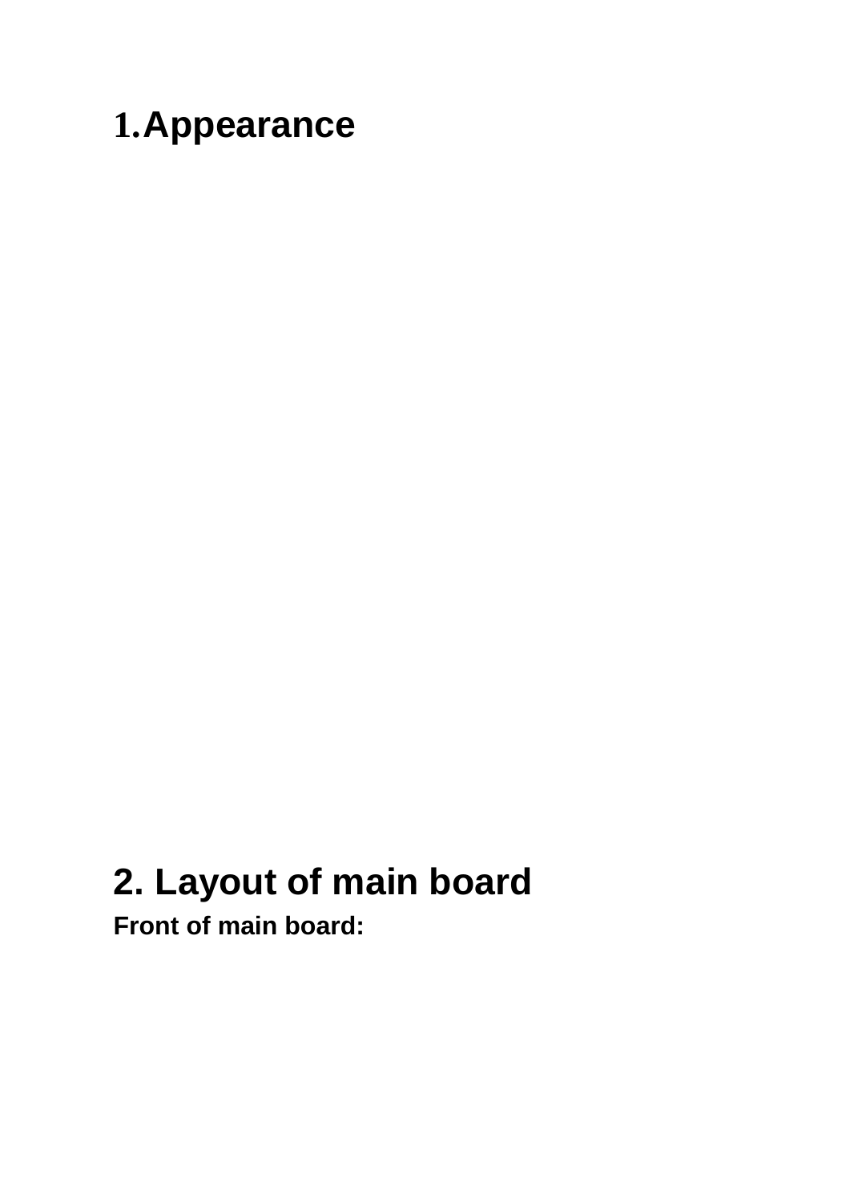# 1. Appearance

# 2. Layout of main board

**Front of main board:**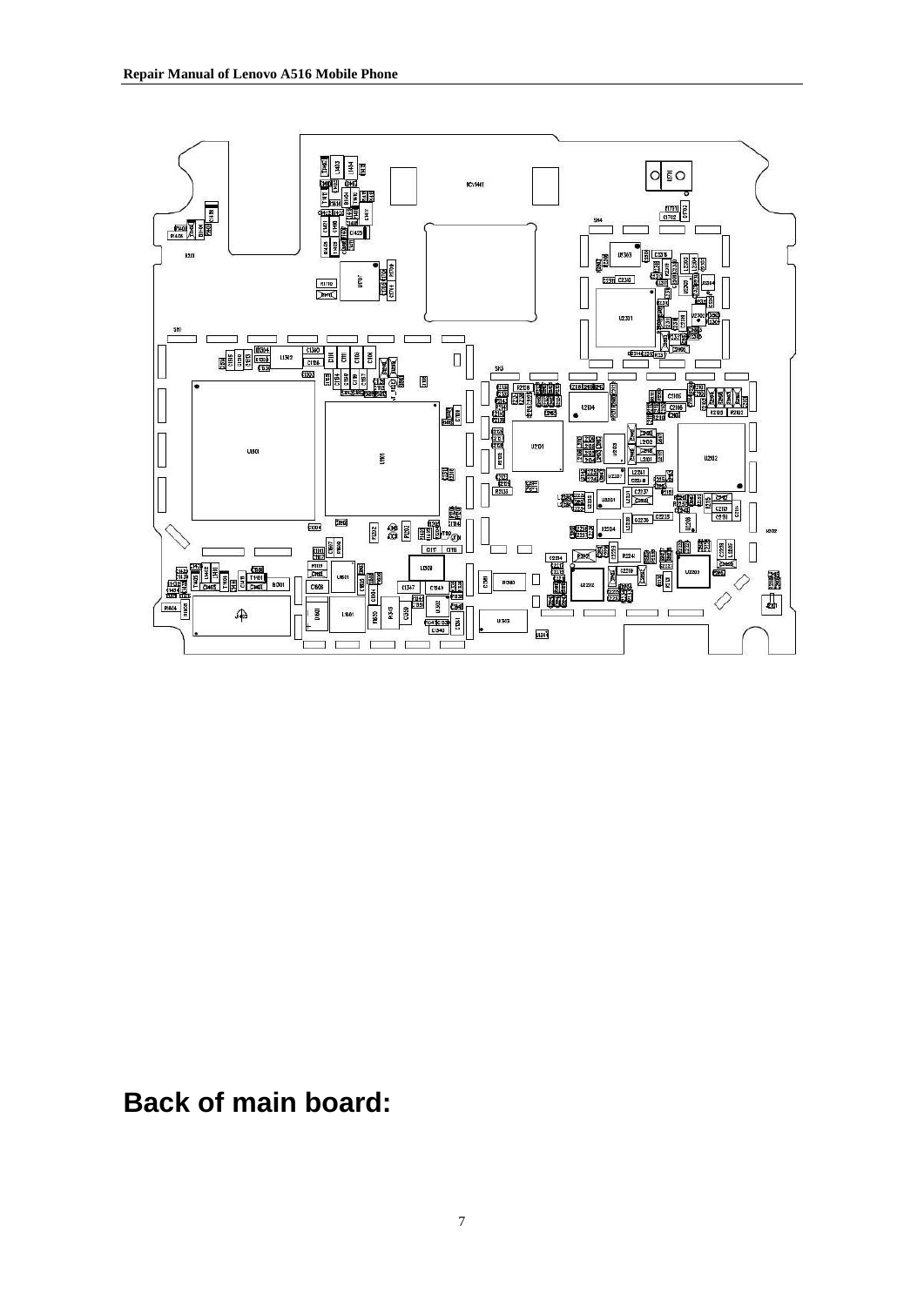## Back of main board: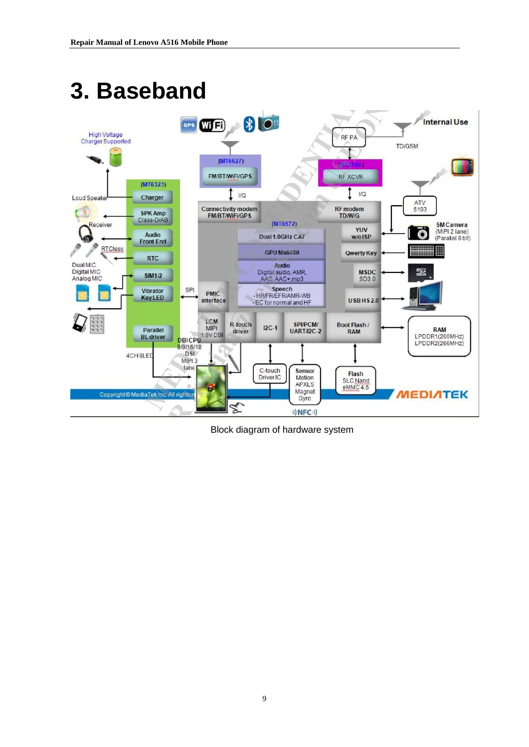# 3. Baseband

Block diagram of hardware system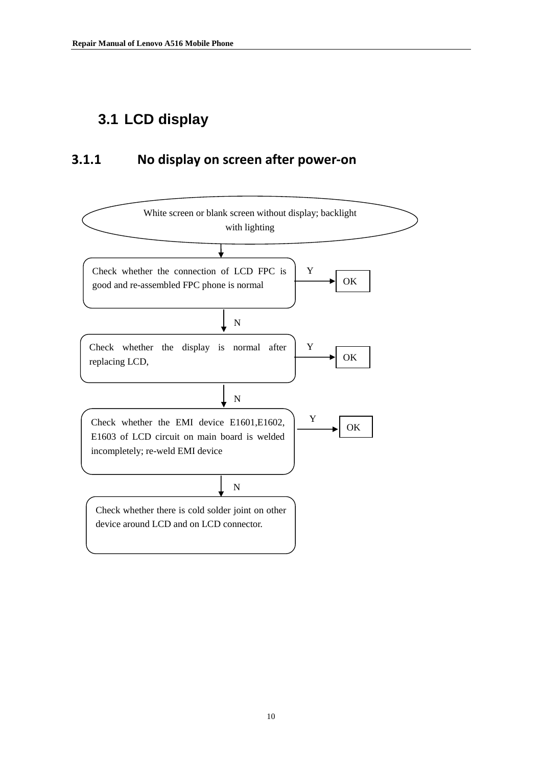## 3.1 LCD display

### 3.1.1 No display on screen after power-on

White screen or blank screen without display; backlight with lighting

↓

Check whether the connection of LCD FPC is good and re-assembled FPC phone is normal —Y→ OK

↓ N

Check whether the display is normal after replacing LCD, —Y→ OK

↓ N

Check whether the EMI device E1601,E1602, E1603 of LCD circuit on main board is welded incompletely; re-weld EMI device —Y→ OK

↓ N

Check whether there is cold solder joint on other device around LCD and on LCD connector.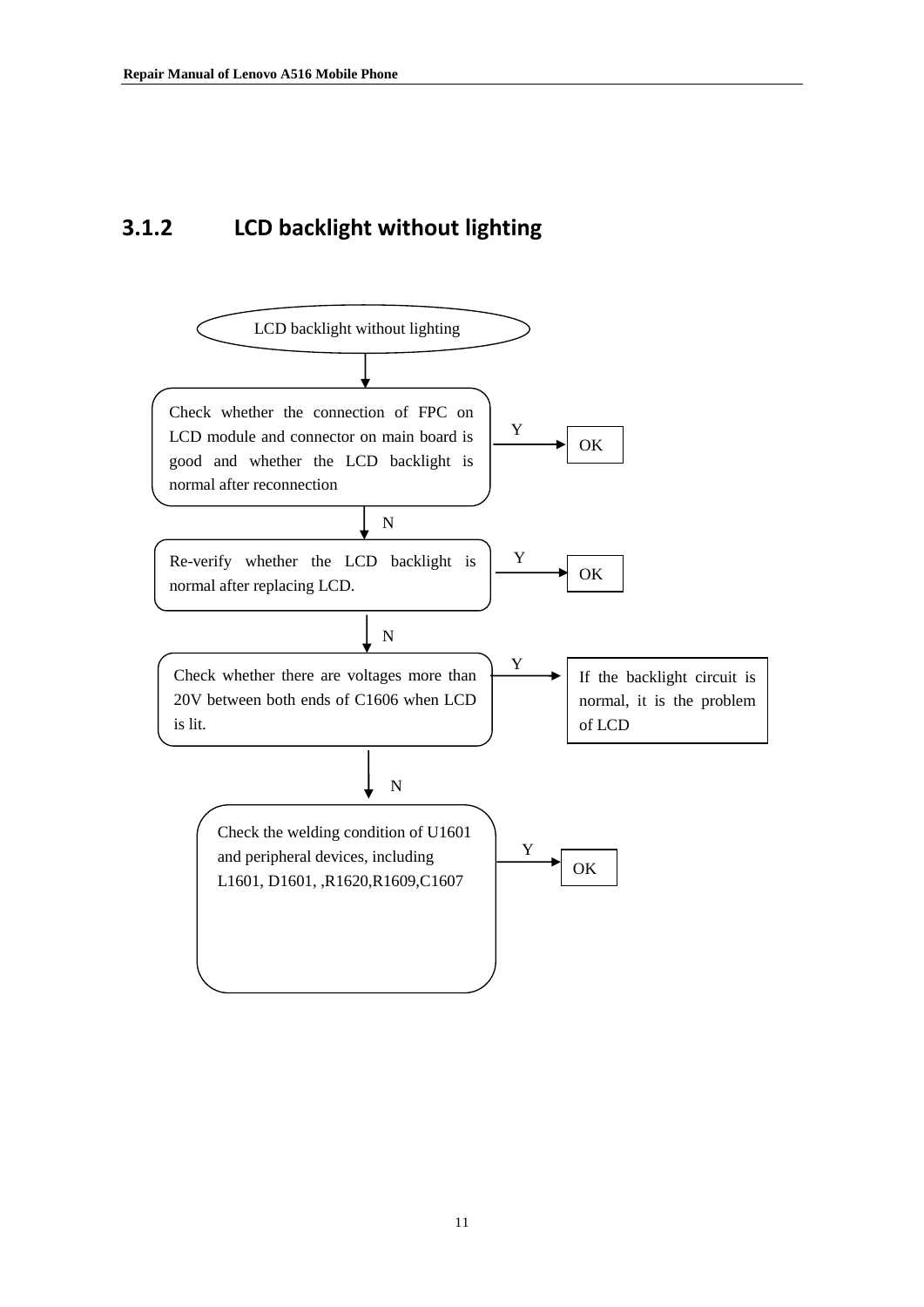### 3.1.2 LCD backlight without lighting

LCD backlight without lighting

Check whether the connection of FPC on LCD module and connector on main board is good and whether the LCD backlight is normal after reconnection

Y → OK

N

Re-verify whether the LCD backlight is normal after replacing LCD.

Y → OK

N

Check whether there are voltages more than 20V between both ends of C1606 when LCD is lit.

Y → If the backlight circuit is normal, it is the problem of LCD

N

Check the welding condition of U1601 and peripheral devices, including L1601, D1601, ,R1620,R1609,C1607

Y → OK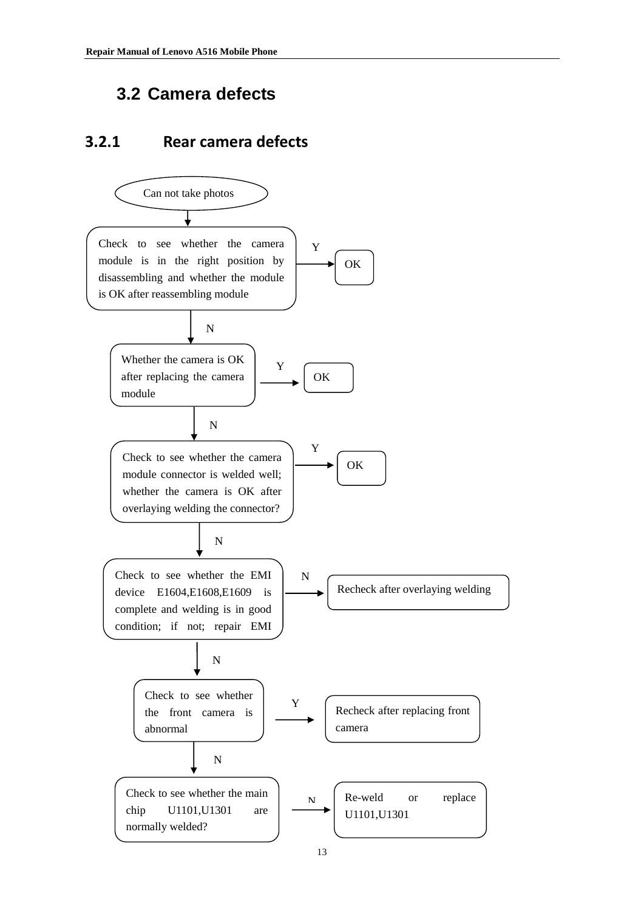## 3.2 Camera defects

### 3.2.1 Rear camera defects

Can not take photos

↓

Check to see whether the camera module is in the right position by disassembling and whether the module is OK after reassembling module — Y → OK

↓ N

Whether the camera is OK after replacing the camera module — Y → OK

↓ N

Check to see whether the camera module connector is welded well; whether the camera is OK after overlaying welding the connector? — Y → OK

↓ N

Check to see whether the EMI device E1604,E1608,E1609 is complete and welding is in good condition; if not; repair EMI — N → Recheck after overlaying welding

↓ N

Check to see whether the front camera is abnormal — Y → Recheck after replacing front camera

↓ N

Check to see whether the main chip U1101,U1301 are normally welded? — N → Re-weld or replace U1101,U1301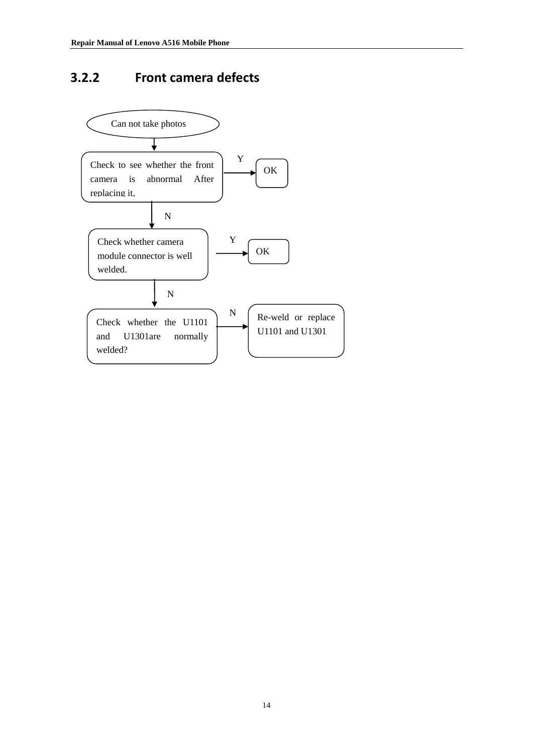### 3.2.2 Front camera defects

Can not take photos

Check to see whether the front camera is abnormal After replacing it,

Y → OK

N

Check whether camera module connector is well welded.

Y → OK

N

Check whether the U1101 and U1301are normally welded?

N → Re-weld or replace U1101 and U1301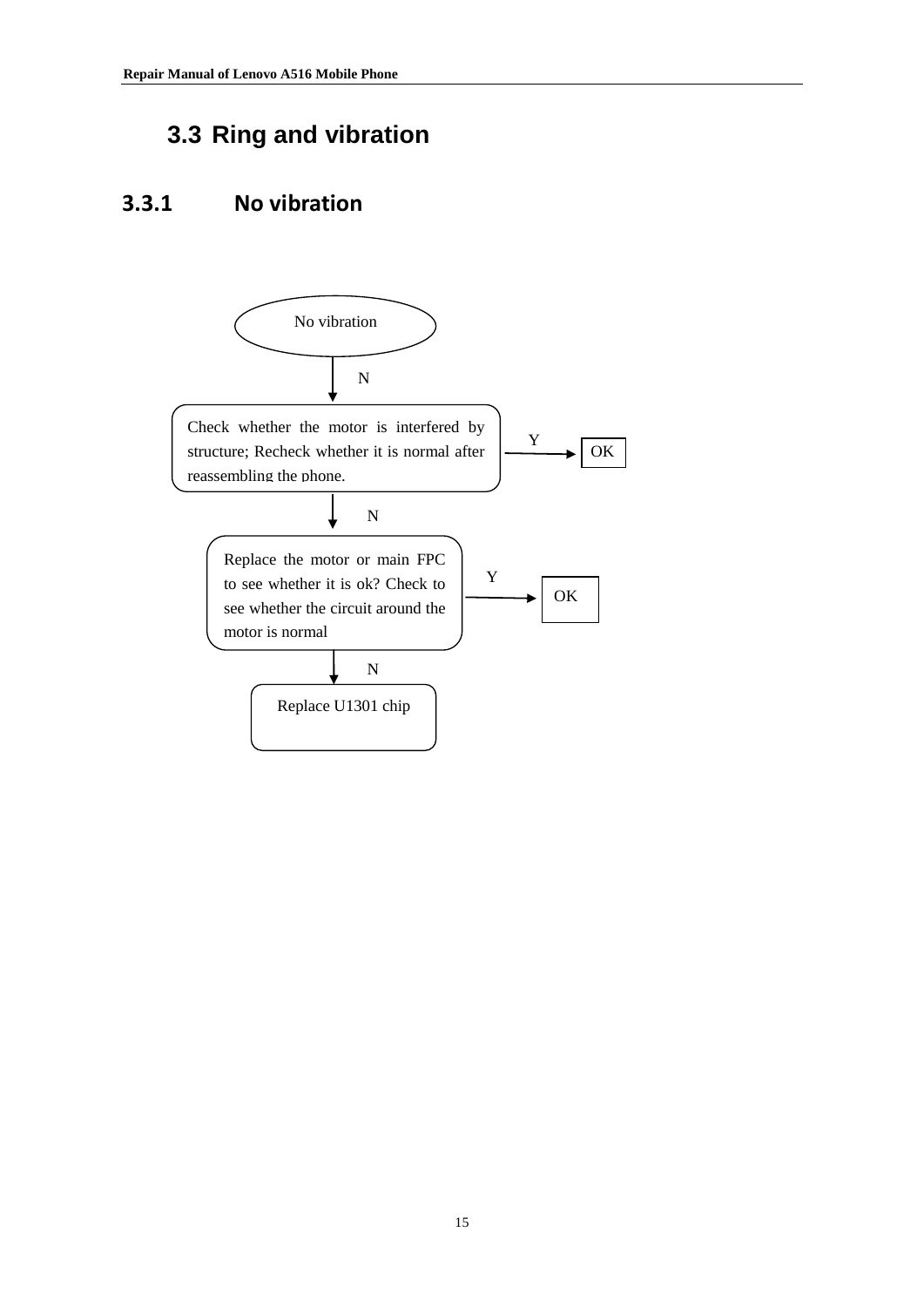## 3.3 Ring and vibration

### 3.3.1 No vibration

No vibration

N

Check whether the motor is interfered by structure; Recheck whether it is normal after reassembling the phone.

Y → OK

N

Replace the motor or main FPC to see whether it is ok? Check to see whether the circuit around the motor is normal

Y → OK

N

Replace U1301 chip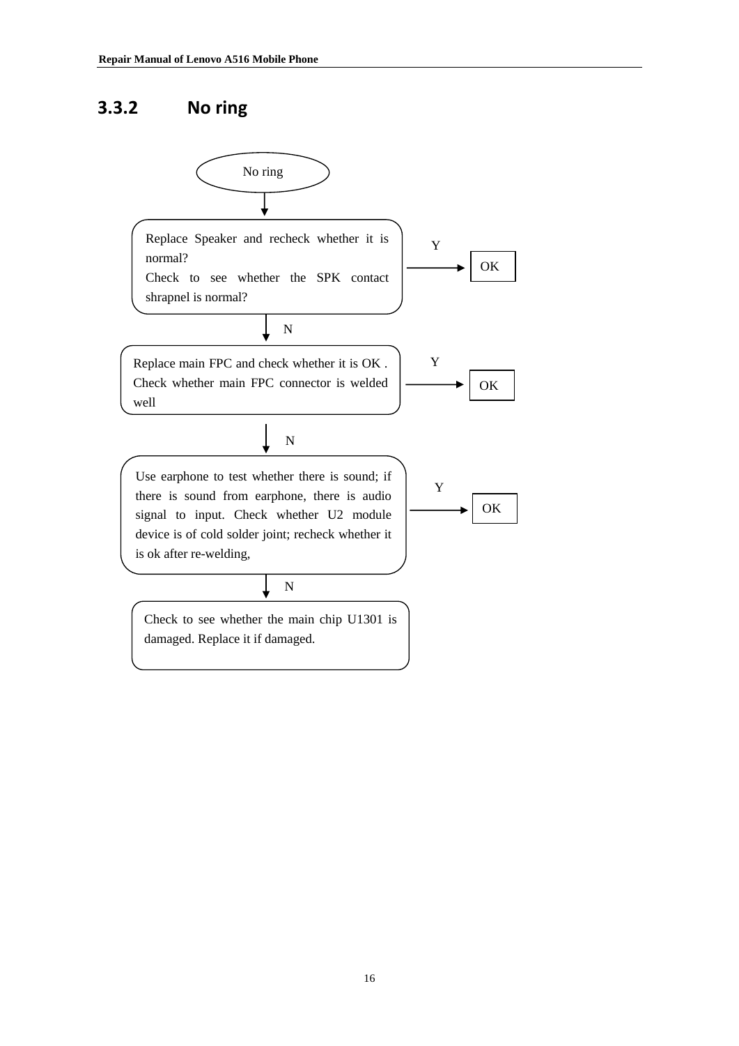### 3.3.2 No ring

No ring

↓

Replace Speaker and recheck whether it is normal?
Check to see whether the SPK contact shrapnel is normal?

Y → OK

↓ N

Replace main FPC and check whether it is OK . Check whether main FPC connector is welded well

Y → OK

↓ N

Use earphone to test whether there is sound; if there is sound from earphone, there is audio signal to input. Check whether U2 module device is of cold solder joint; recheck whether it is ok after re-welding,

Y → OK

↓ N

Check to see whether the main chip U1301 is damaged. Replace it if damaged.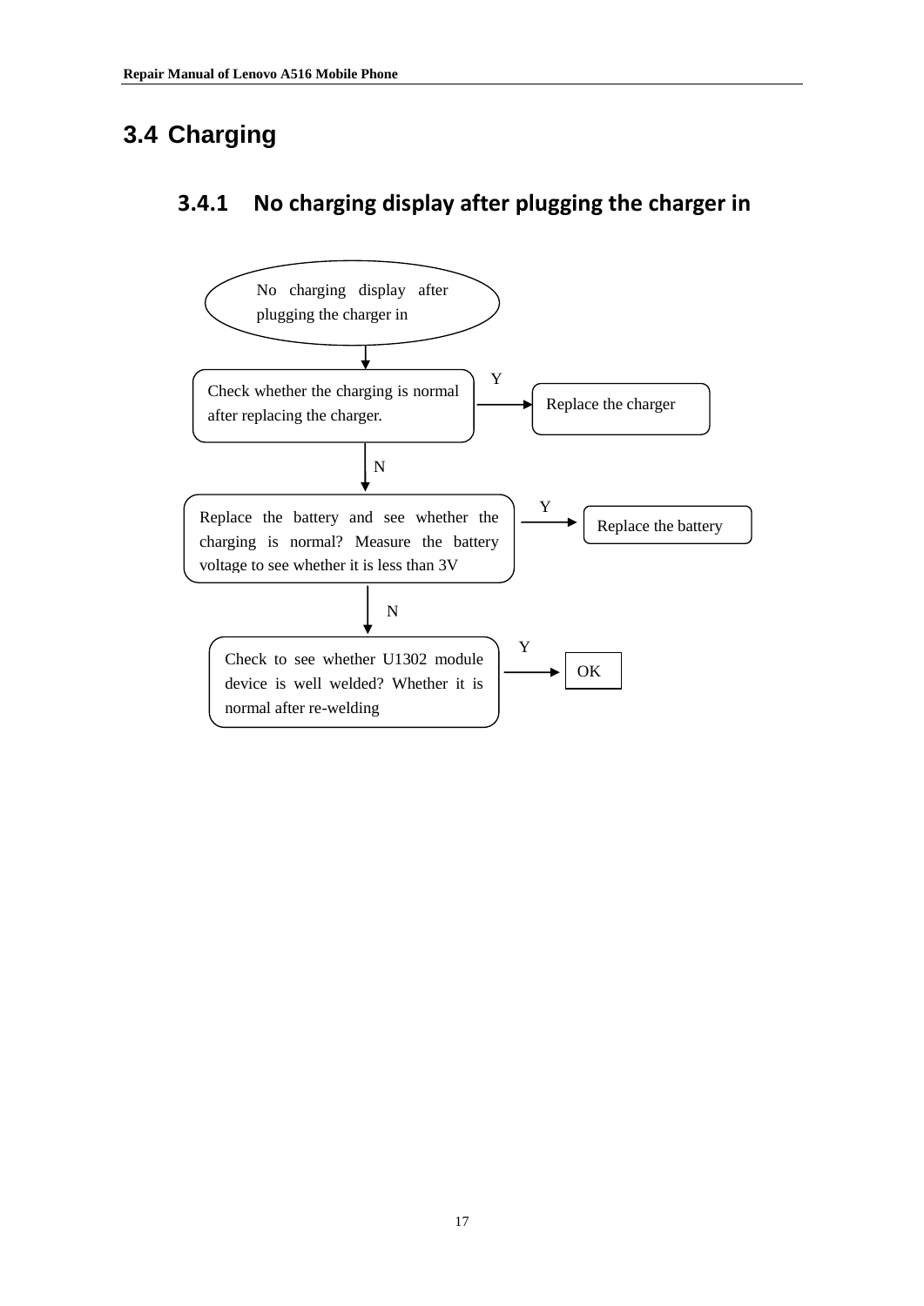## 3.4 Charging

### 3.4.1 No charging display after plugging the charger in

No charging display after plugging the charger in

Check whether the charging is normal after replacing the charger.

Y → Replace the charger

N

Replace the battery and see whether the charging is normal? Measure the battery voltage to see whether it is less than 3V

Y → Replace the battery

N

Check to see whether U1302 module device is well welded? Whether it is normal after re-welding

Y → OK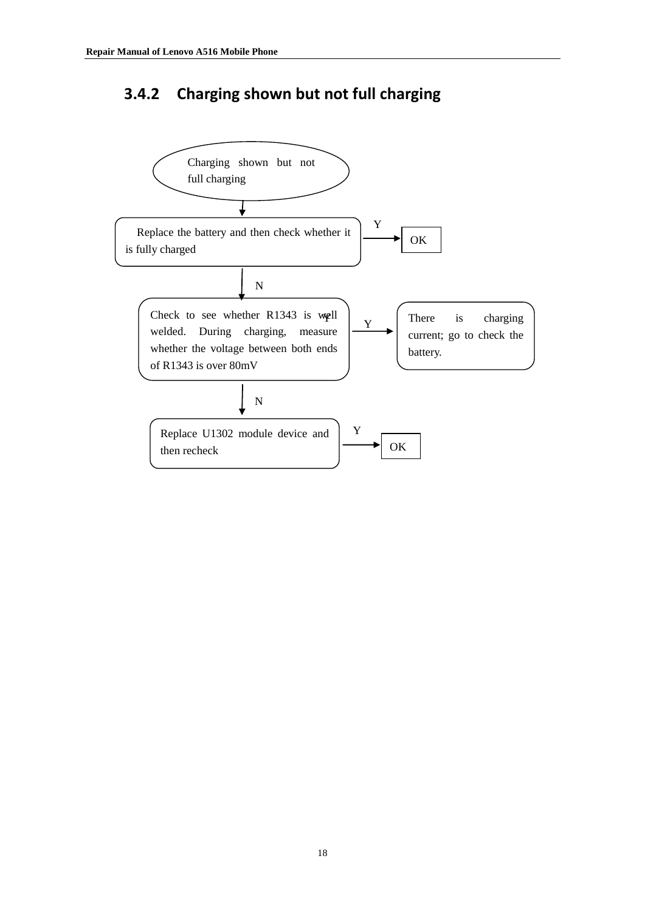### 3.4.2 Charging shown but not full charging

Charging shown but not full charging

Replace the battery and then check whether it is fully charged

Y → OK

N

Check to see whether R1343 is well welded. During charging, measure whether the voltage between both ends of R1343 is over 80mV

Y → There is charging current; go to check the battery.

N

Replace U1302 module device and then recheck

Y → OK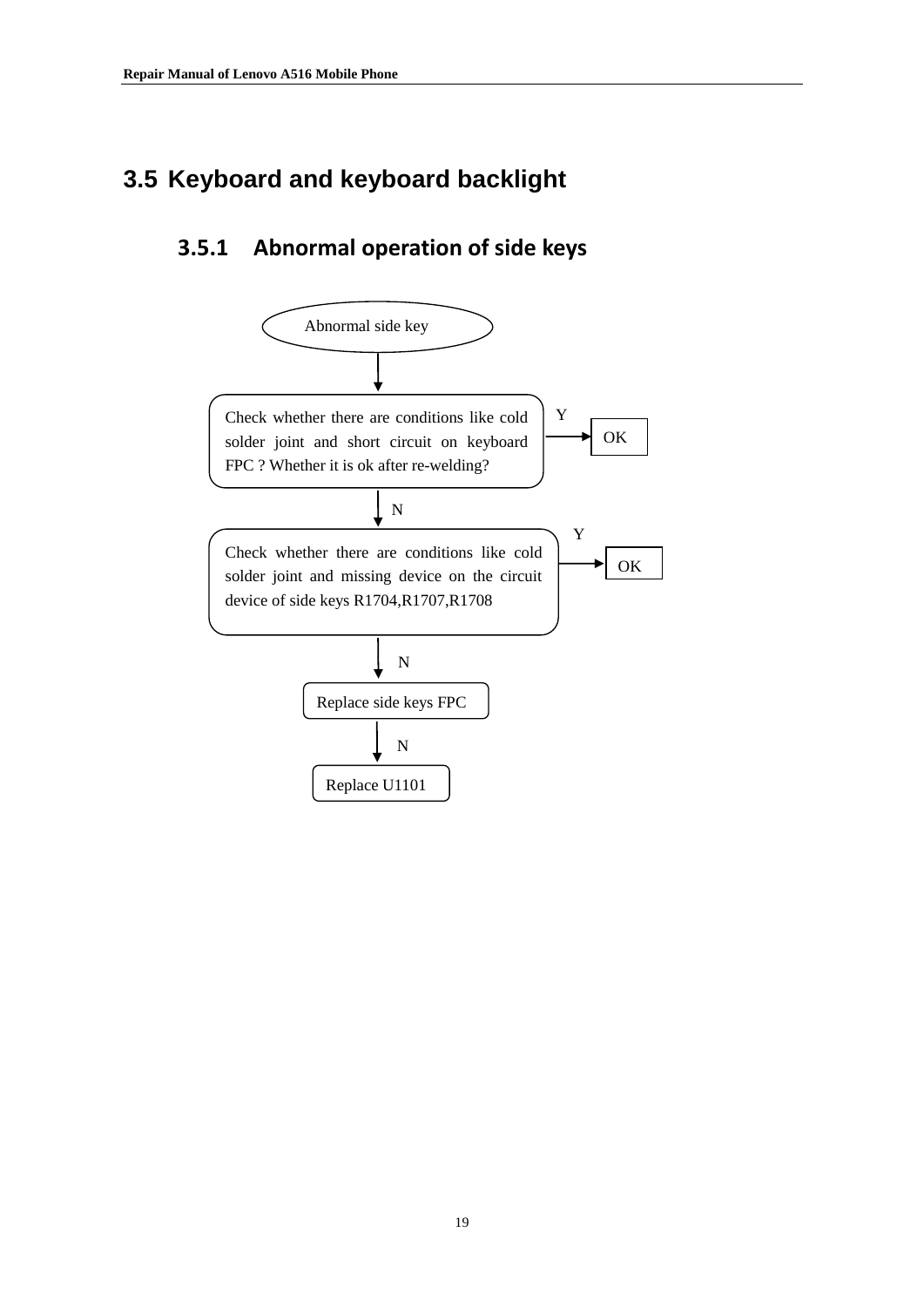## 3.5 Keyboard and keyboard backlight

### 3.5.1 Abnormal operation of side keys

Abnormal side key

↓

Check whether there are conditions like cold solder joint and short circuit on keyboard FPC ? Whether it is ok after re-welding? — Y → OK

↓ N

Check whether there are conditions like cold solder joint and missing device on the circuit device of side keys R1704,R1707,R1708 — Y → OK

↓ N

Replace side keys FPC

↓ N

Replace U1101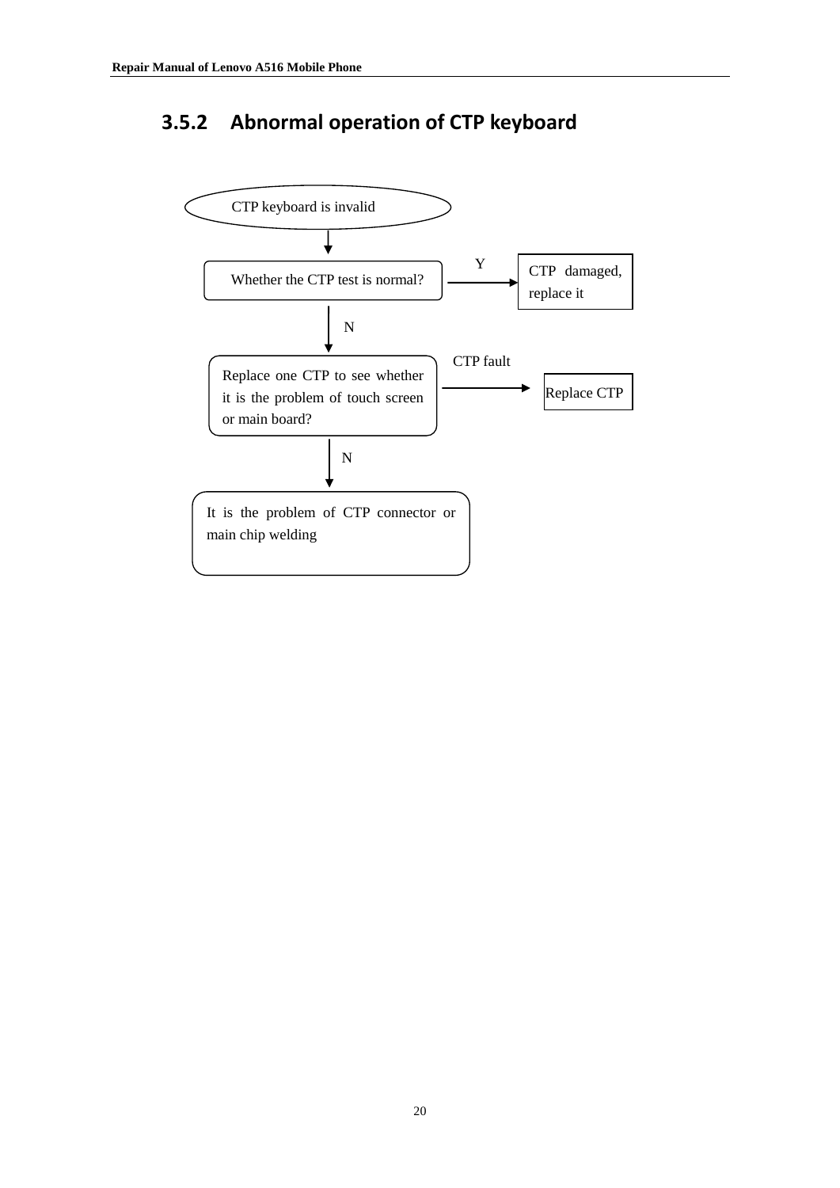### 3.5.2 Abnormal operation of CTP keyboard

CTP keyboard is invalid

Whether the CTP test is normal?

Y

CTP damaged, replace it

N

Replace one CTP to see whether it is the problem of touch screen or main board?

CTP fault

Replace CTP

N

It is the problem of CTP connector or main chip welding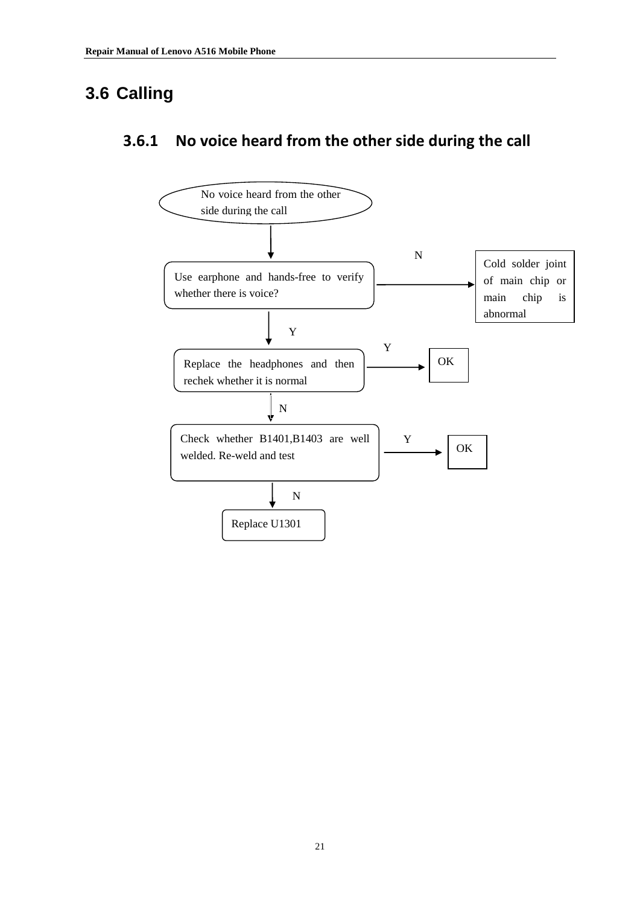## 3.6 Calling

### 3.6.1 No voice heard from the other side during the call

No voice heard from the other side during the call

Use earphone and hands-free to verify whether there is voice?

N → Cold solder joint of main chip or main chip is abnormal

Y ↓

Replace the headphones and then rechek whether it is normal

Y → OK

N ↓

Check whether B1401,B1403 are well welded. Re-weld and test

Y → OK

N ↓

Replace U1301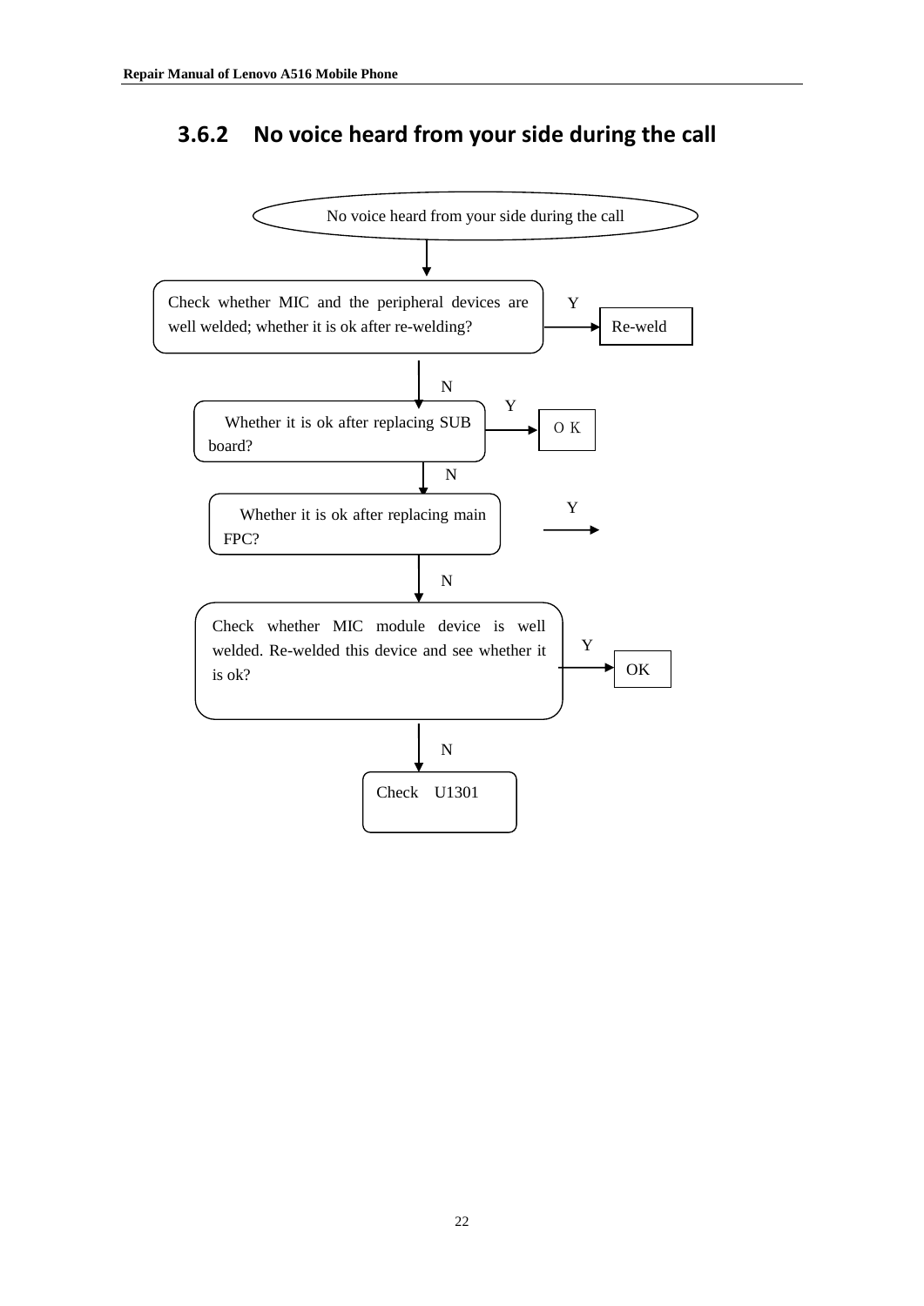### 3.6.2 No voice heard from your side during the call

No voice heard from your side during the call

Check whether MIC and the peripheral devices are well welded; whether it is ok after re-welding?

Y → Re-weld

N

Whether it is ok after replacing SUB board?

Y → O K

N

Whether it is ok after replacing main FPC?

Y →

N

Check whether MIC module device is well welded. Re-welded this device and see whether it is ok?

Y → OK

N

Check U1301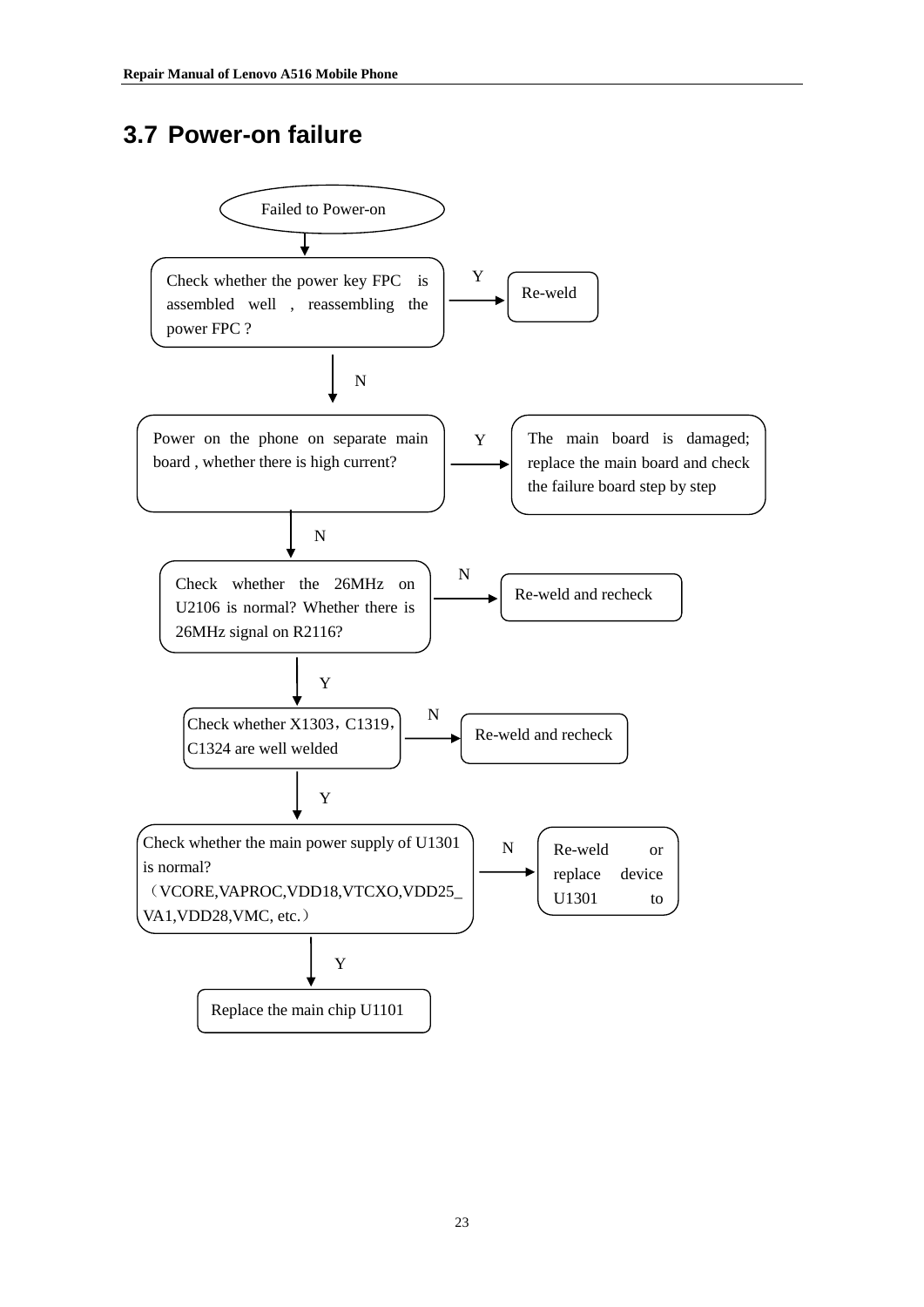## 3.7 Power-on failure

Failed to Power-on

Check whether the power key FPC is assembled well , reassembling the power FPC ?

- Y → Re-weld
- N ↓

Power on the phone on separate main board , whether there is high current?

- Y → The main board is damaged; replace the main board and check the failure board step by step
- N ↓

Check whether the 26MHz on U2106 is normal? Whether there is 26MHz signal on R2116?

- N → Re-weld and recheck
- Y ↓

Check whether X1303，C1319，C1324 are well welded

- N → Re-weld and recheck
- Y ↓

Check whether the main power supply of U1301 is normal?（VCORE,VAPROC,VDD18,VTCXO,VDD25_VA1,VDD28,VMC, etc.）

- N → Re-weld or replace device U1301 to
- Y ↓

Replace the main chip U1101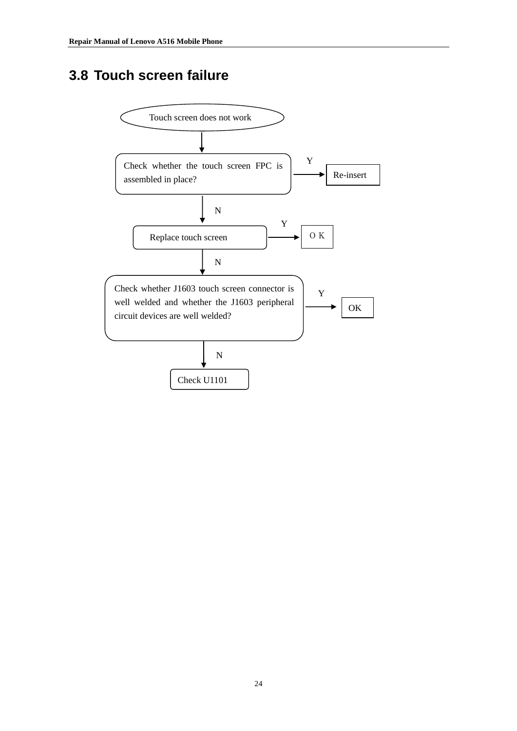## 3.8 Touch screen failure

Touch screen does not work

Check whether the touch screen FPC is assembled in place?

Y → Re-insert

N

Replace touch screen

Y → O K

N

Check whether J1603 touch screen connector is well welded and whether the J1603 peripheral circuit devices are well welded?

Y → OK

N

Check U1101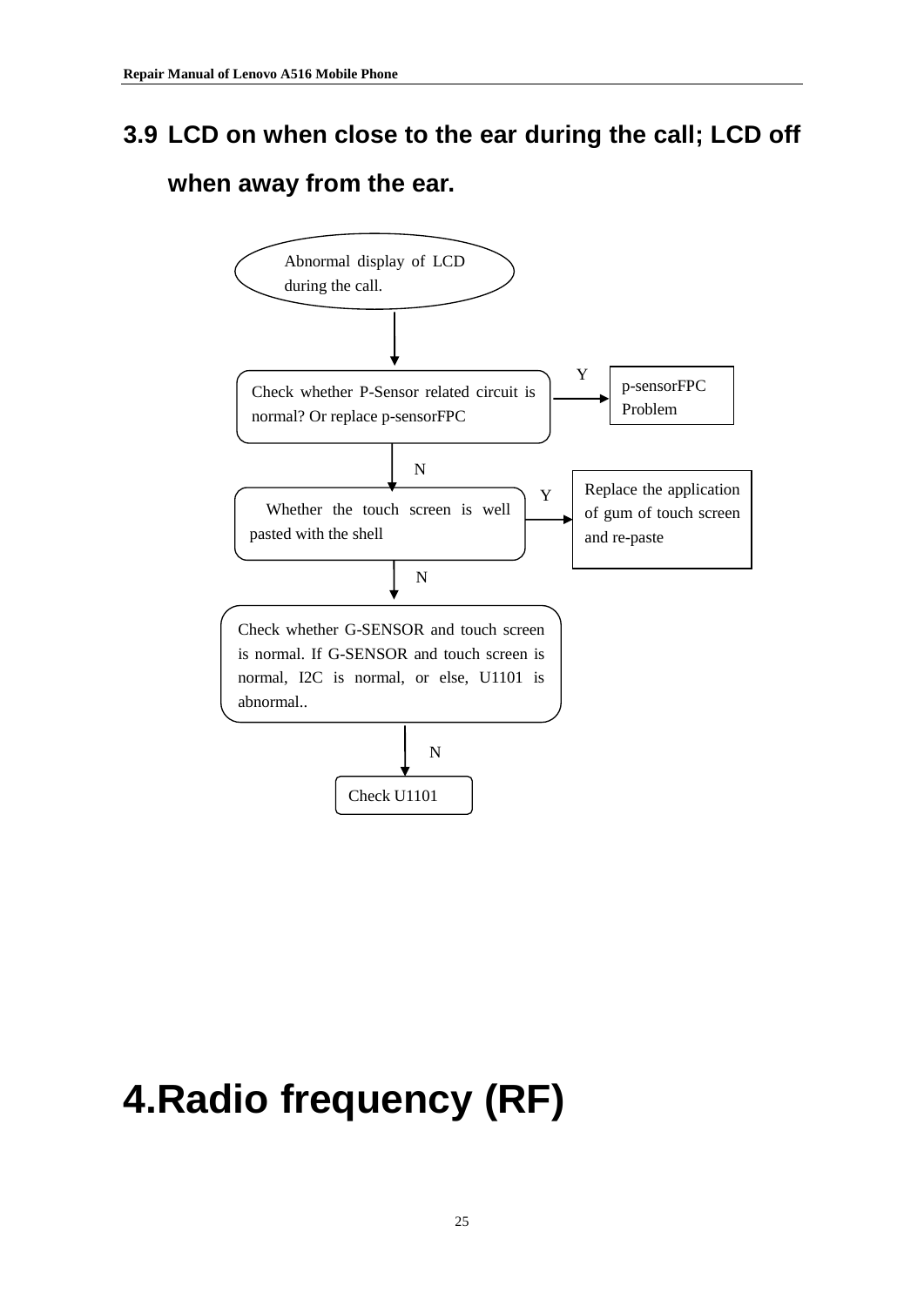## 3.9 LCD on when close to the ear during the call; LCD off when away from the ear.

Abnormal display of LCD during the call.

Check whether P-Sensor related circuit is normal? Or replace p-sensorFPC

Y

p-sensorFPC Problem

N

Whether the touch screen is well pasted with the shell

Y

Replace the application of gum of touch screen and re-paste

N

Check whether G-SENSOR and touch screen is normal. If G-SENSOR and touch screen is normal, I2C is normal, or else, U1101 is abnormal..

N

Check U1101

# 4.Radio frequency (RF)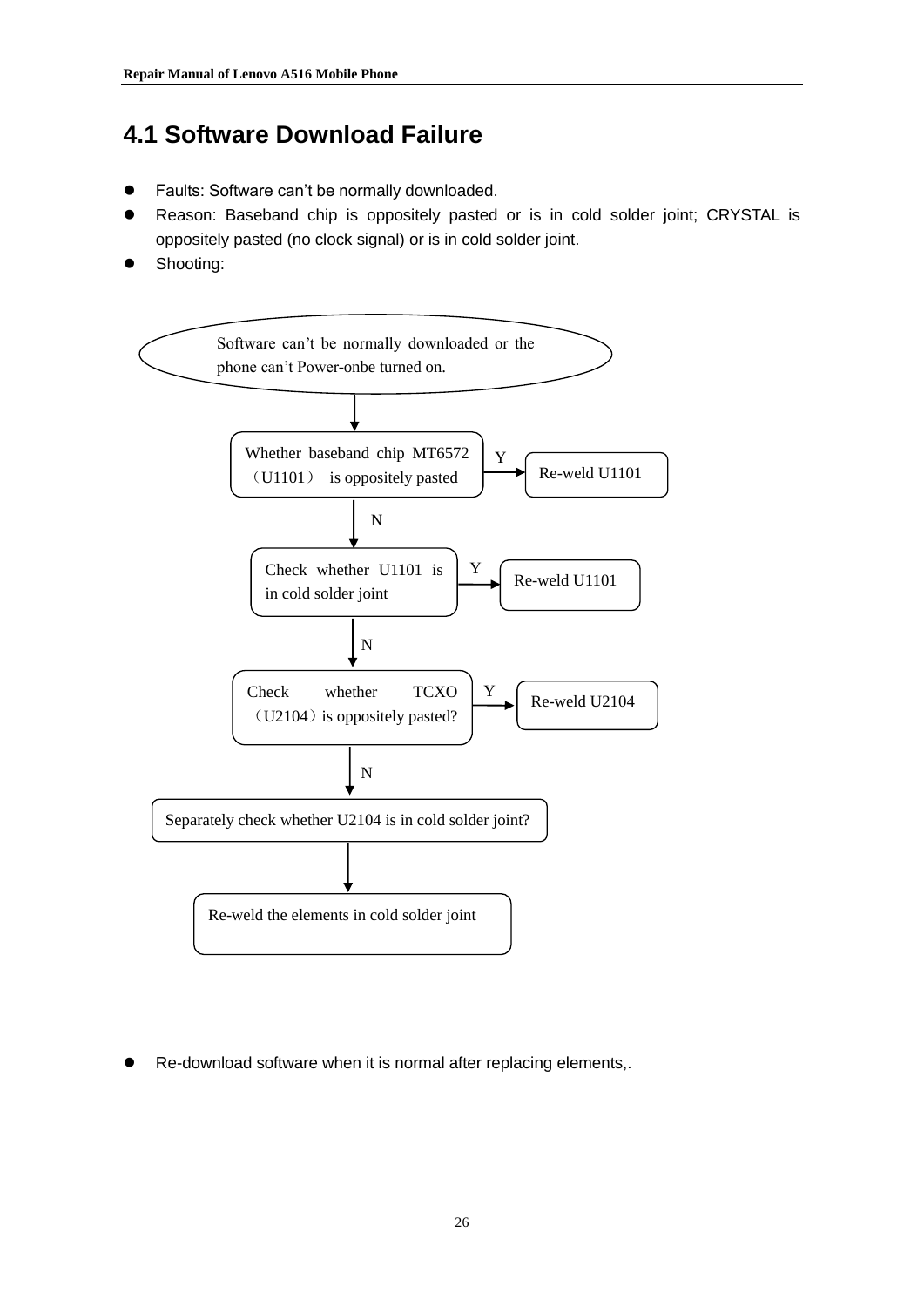## 4.1 Software Download Failure

- Faults: Software can't be normally downloaded.
- Reason: Baseband chip is oppositely pasted or is in cold solder joint; CRYSTAL is oppositely pasted (no clock signal) or is in cold solder joint.
- Shooting:

Software can't be normally downloaded or the phone can't Power-onbe turned on.

Whether baseband chip MT6572（U1101） is oppositely pasted — Y → Re-weld U1101

N

Check whether U1101 is in cold solder joint — Y → Re-weld U1101

N

Check whether TCXO（U2104）is oppositely pasted? — Y → Re-weld U2104

N

Separately check whether U2104 is in cold solder joint?

Re-weld the elements in cold solder joint

- Re-download software when it is normal after replacing elements,.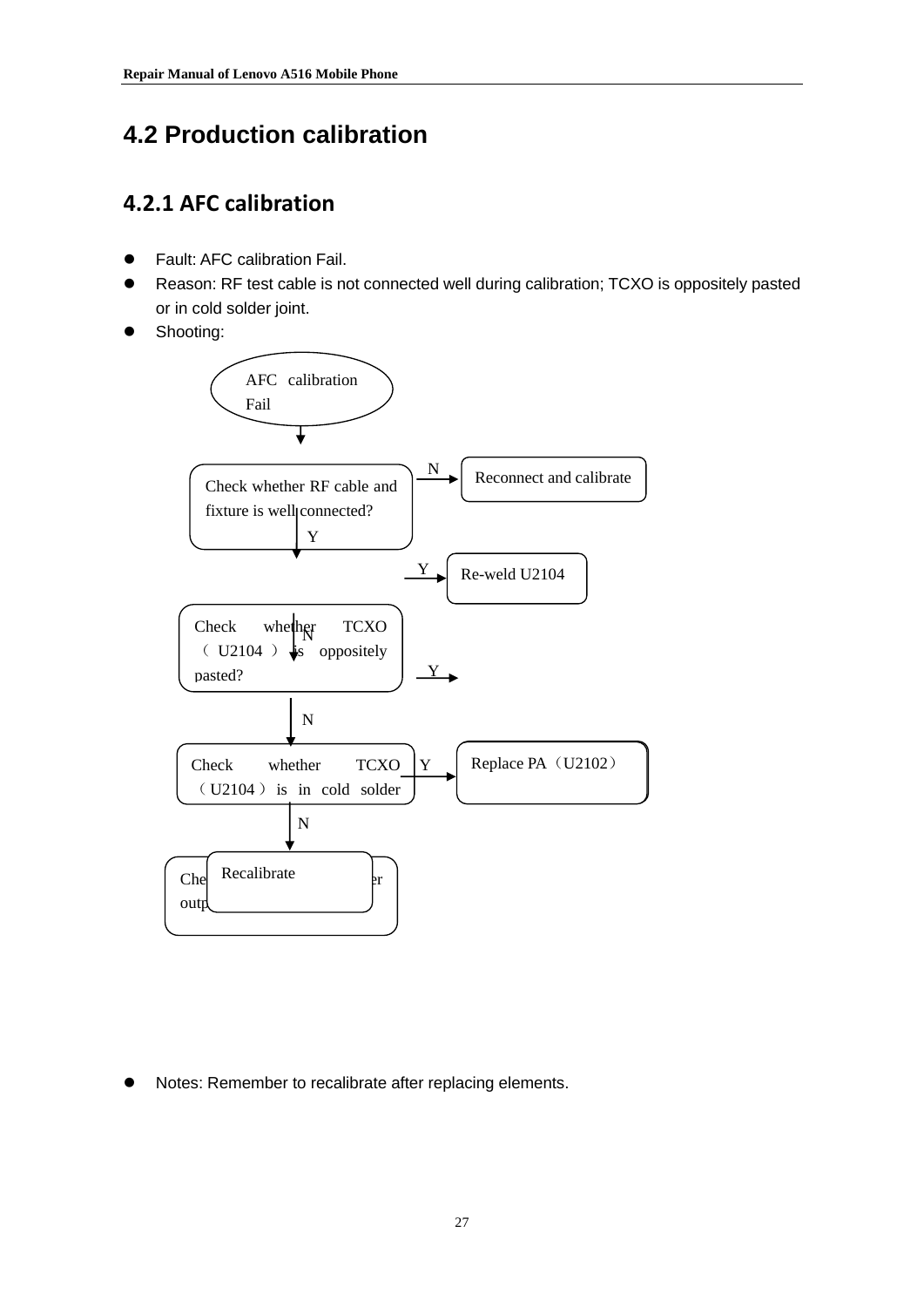## 4.2 Production calibration

### 4.2.1 AFC calibration

- Fault: AFC calibration Fail.
- Reason: RF test cable is not connected well during calibration; TCXO is oppositely pasted or in cold solder joint.
- Shooting:

AFC calibration Fail

Check whether RF cable and fixture is well connected? — N → Reconnect and calibrate

Y

Y → Re-weld U2104

Check whether TCXO（U2104）is oppositely pasted? — N

Y →

N

Check whether TCXO（U2104）is in cold solder — Y → Replace PA（U2102）

N

Recalibrate

Che... outp... ...er

- Notes: Remember to recalibrate after replacing elements.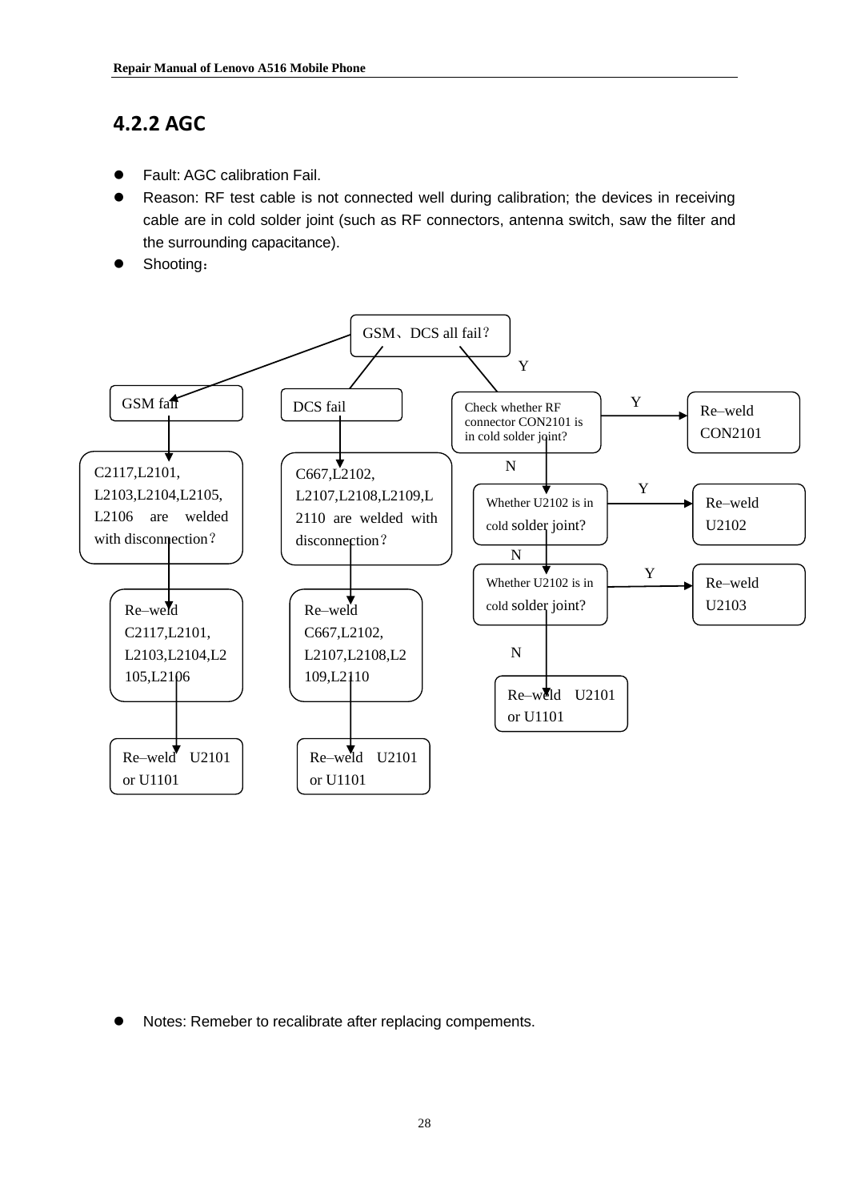## 4.2.2 AGC

- Fault: AGC calibration Fail.
- Reason: RF test cable is not connected well during calibration; the devices in receiving cable are in cold solder joint (such as RF connectors, antenna switch, saw the filter and the surrounding capacitance).
- Shooting：

GSM、DCS all fail？

GSM fail

C2117,L2101, L2103,L2104,L2105, L2106 are welded with disconnection？

Re–weld C2117,L2101, L2103,L2104,L2105,L2106

Re–weld U2101 or U1101

DCS fail

C667,L2102, L2107,L2108,L2109,L2110 are welded with disconnection？

Re–weld C667,L2102, L2107,L2108,L2109,L2110

Re–weld U2101 or U1101

Y

Check whether RF connector CON2101 is in cold solder joint?

Y → Re–weld CON2101

N

Whether U2102 is in cold solder joint?

Y → Re–weld U2102

N

Whether U2102 is in cold solder joint?

Y → Re–weld U2103

N

Re–weld U2101 or U1101

- Notes: Remeber to recalibrate after replacing compements.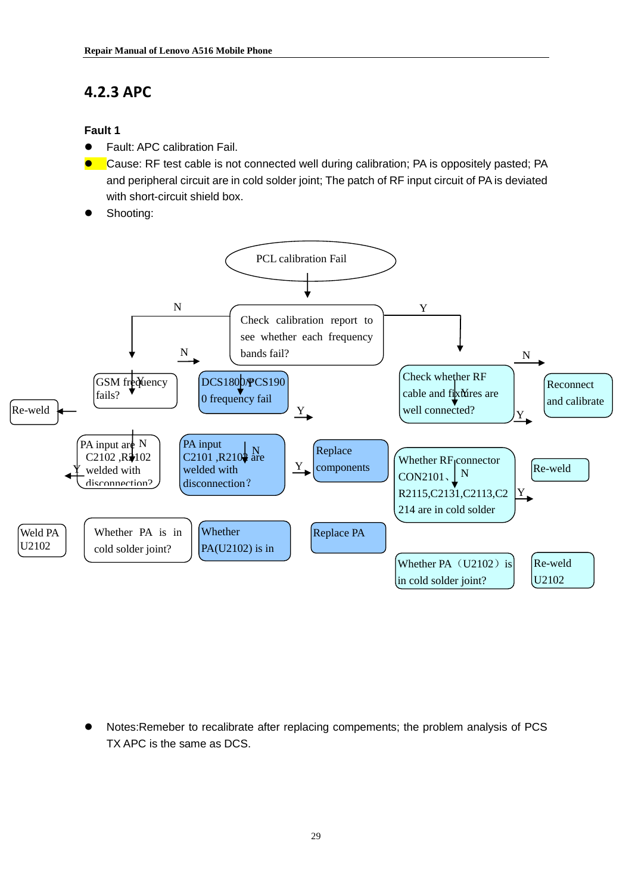## 4.2.3 APC

**Fault 1**

- Fault: APC calibration Fail.
- Cause: RF test cable is not connected well during calibration; PA is oppositely pasted; PA and peripheral circuit are in cold solder joint; The patch of RF input circuit of PA is deviated with short-circuit shield box.
- Shooting:

PCL calibration Fail

Check calibration report to see whether each frequency bands fail?

N

Y

GSM frequency fails?

N

DCS1800/PCS1900 frequency fail

Check whether RF cable and fixtures are well connected?

N

Reconnect and calibrate

Re-weld

PA input are C2102 ,R2102 welded with disconnection?

Y

N

PA input C2101 ,R2102 are welded with disconnection?

N

Y

Replace components

Y

Whether RF connector CON2101、R2115,C2131,C2113,C2214 are in cold solder

N

Y

Re-weld

Weld PA U2102

Whether PA is in cold solder joint?

Whether PA(U2102) is in

Replace PA

Whether PA（U2102）is in cold solder joint?

Re-weld U2102

- Notes:Remeber to recalibrate after replacing compements; the problem analysis of PCS TX APC is the same as DCS.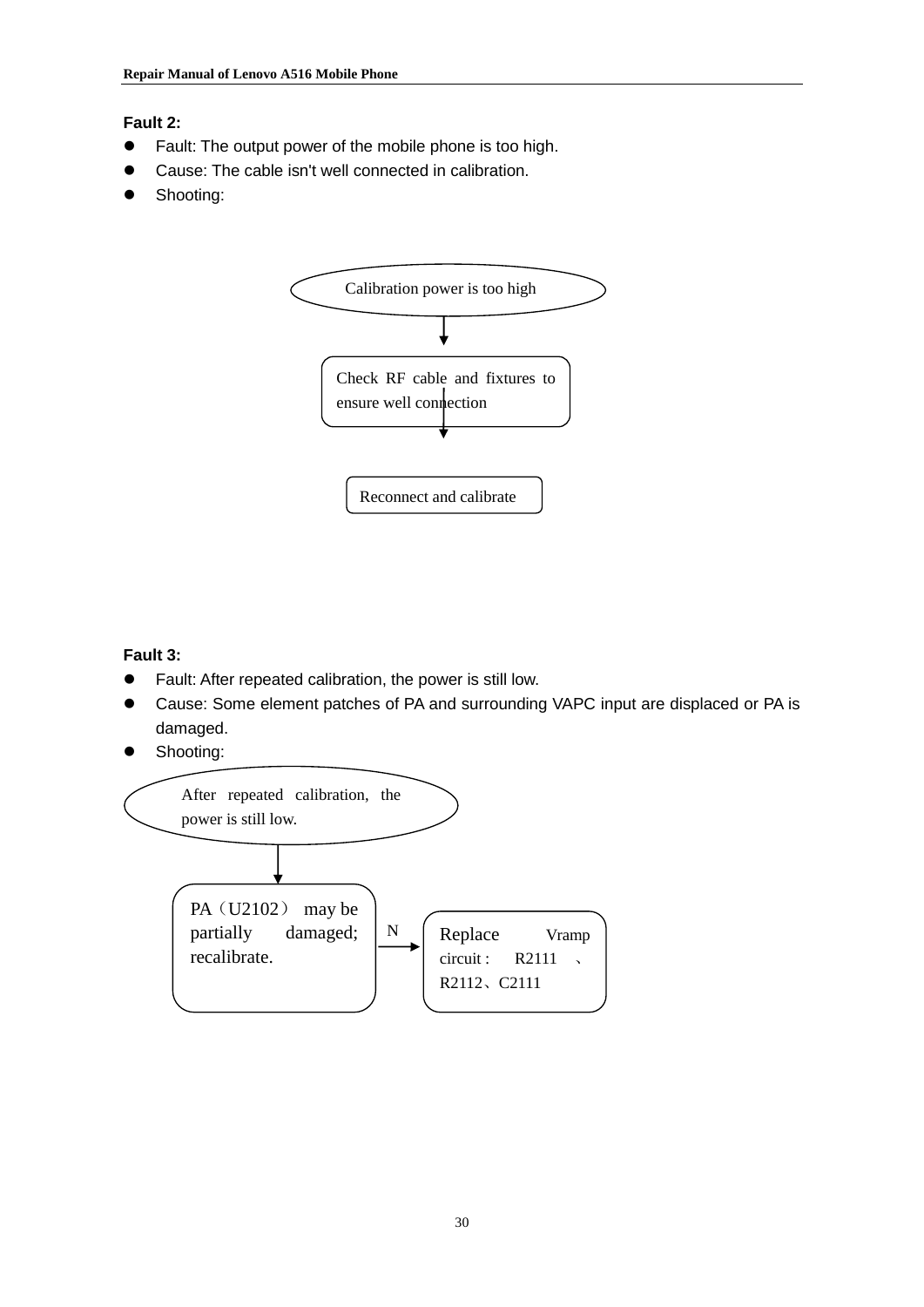**Fault 2:**

- Fault: The output power of the mobile phone is too high.
- Cause: The cable isn't well connected in calibration.
- Shooting:

Calibration power is too high

↓

Check RF cable and fixtures to ensure well connection

↓

Reconnect and calibrate

**Fault 3:**

- Fault: After repeated calibration, the power is still low.
- Cause: Some element patches of PA and surrounding VAPC input are displaced or PA is damaged.
- Shooting:

After repeated calibration, the power is still low.

↓

PA（U2102） may be partially damaged; recalibrate.

→ N →

Replace Vramp circuit : R2111 、R2112、C2111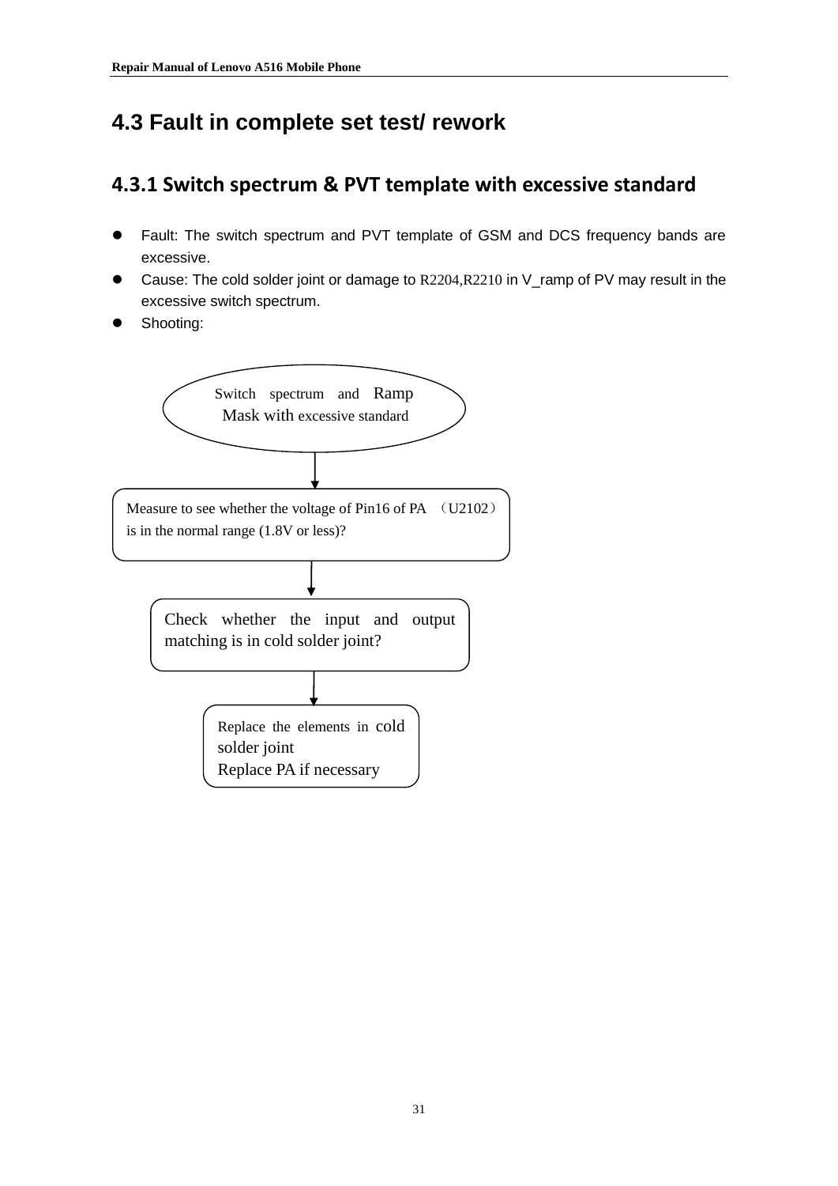## 4.3 Fault in complete set test/ rework

### 4.3.1 Switch spectrum & PVT template with excessive standard

- Fault: The switch spectrum and PVT template of GSM and DCS frequency bands are excessive.
- Cause: The cold solder joint or damage to R2204,R2210 in V_ramp of PV may result in the excessive switch spectrum.
- Shooting:

Switch spectrum and Ramp Mask with excessive standard

↓

Measure to see whether the voltage of Pin16 of PA （U2102） is in the normal range (1.8V or less)?

↓

Check whether the input and output matching is in cold solder joint?

↓

Replace the elements in cold solder joint
Replace PA if necessary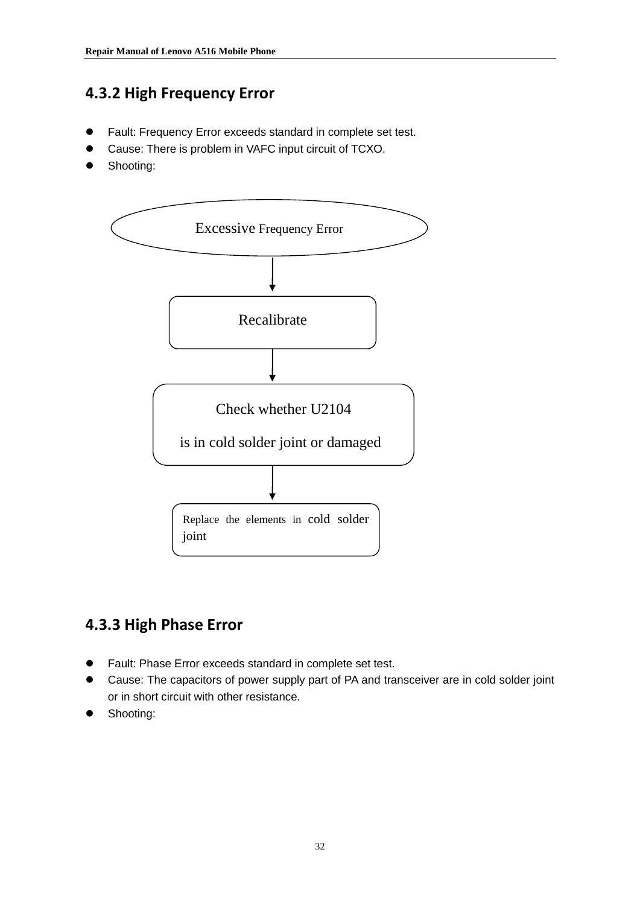## 4.3.2 High Frequency Error

- Fault: Frequency Error exceeds standard in complete set test.
- Cause: There is problem in VAFC input circuit of TCXO.
- Shooting:

Excessive Frequency Error

↓

Recalibrate

↓

Check whether U2104 is in cold solder joint or damaged

↓

Replace the elements in cold solder joint

## 4.3.3 High Phase Error

- Fault: Phase Error exceeds standard in complete set test.
- Cause: The capacitors of power supply part of PA and transceiver are in cold solder joint or in short circuit with other resistance.
- Shooting: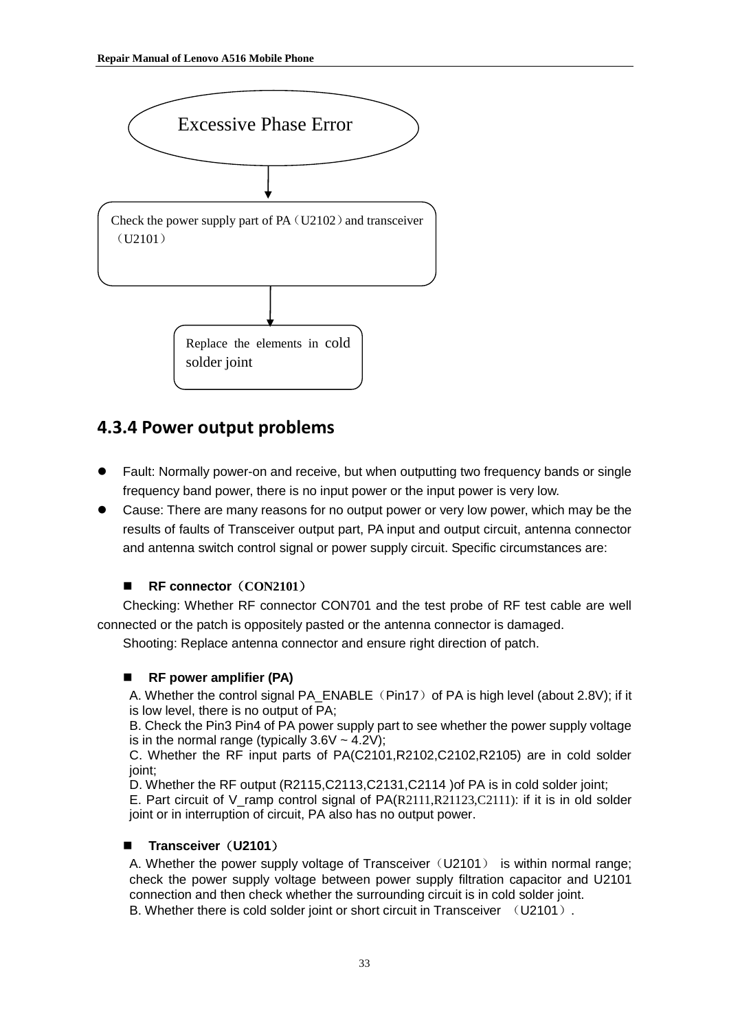Excessive Phase Error

↓

Check the power supply part of PA（U2102）and transceiver（U2101）

↓

Replace the elements in cold solder joint

### 4.3.4 Power output problems

- Fault: Normally power-on and receive, but when outputting two frequency bands or single frequency band power, there is no input power or the input power is very low.
- Cause: There are many reasons for no output power or very low power, which may be the results of faults of Transceiver output part, PA input and output circuit, antenna connector and antenna switch control signal or power supply circuit. Specific circumstances are:

#### RF connector（CON2101）

Checking: Whether RF connector CON701 and the test probe of RF test cable are well connected or the patch is oppositely pasted or the antenna connector is damaged.

Shooting: Replace antenna connector and ensure right direction of patch.

#### RF power amplifier (PA)

A. Whether the control signal PA_ENABLE（Pin17）of PA is high level (about 2.8V); if it is low level, there is no output of PA;

B. Check the Pin3 Pin4 of PA power supply part to see whether the power supply voltage is in the normal range (typically 3.6V ~ 4.2V);

C. Whether the RF input parts of PA(C2101,R2102,C2102,R2105) are in cold solder joint;

D. Whether the RF output (R2115,C2113,C2131,C2114 )of PA is in cold solder joint;

E. Part circuit of V_ramp control signal of PA(R2111,R21123,C2111): if it is in old solder joint or in interruption of circuit, PA also has no output power.

#### Transceiver（U2101）

A. Whether the power supply voltage of Transceiver（U2101） is within normal range; check the power supply voltage between power supply filtration capacitor and U2101 connection and then check whether the surrounding circuit is in cold solder joint.

B. Whether there is cold solder joint or short circuit in Transceiver （U2101）.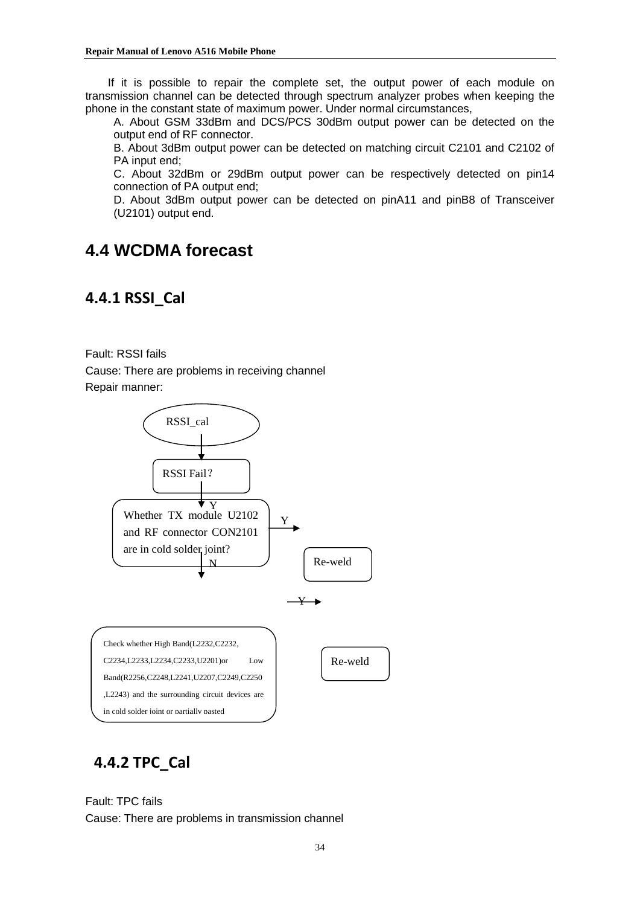If it is possible to repair the complete set, the output power of each module on transmission channel can be detected through spectrum analyzer probes when keeping the phone in the constant state of maximum power. Under normal circumstances,

A. About GSM 33dBm and DCS/PCS 30dBm output power can be detected on the output end of RF connector.

B. About 3dBm output power can be detected on matching circuit C2101 and C2102 of PA input end;

C. About 32dBm or 29dBm output power can be respectively detected on pin14 connection of PA output end;

D. About 3dBm output power can be detected on pinA11 and pinB8 of Transceiver (U2101) output end.

## 4.4 WCDMA forecast

### 4.4.1 RSSI_Cal

Fault: RSSI fails

Cause: There are problems in receiving channel

Repair manner:

RSSI_cal

RSSI Fail？

Y

Whether TX module U2102 and RF connector CON2101 are in cold solder joint?

Y

Re-weld

N

Y

Check whether High Band(L2232,C2232, C2234,L2233,L2234,C2233,U2201)or Low Band(R2256,C2248,L2241,U2207,C2249,C2250 ,L2243) and the surrounding circuit devices are in cold solder joint or partially pasted

Re-weld

### 4.4.2 TPC_Cal

Fault: TPC fails

Cause: There are problems in transmission channel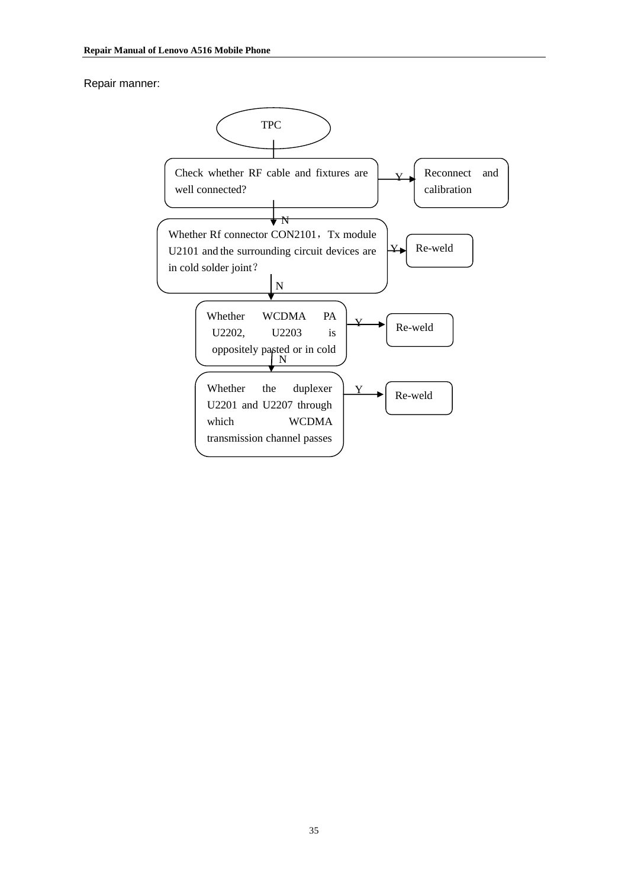Repair manner:

TPC

Check whether RF cable and fixtures are well connected? — Y → Reconnect and calibration

N ↓

Whether Rf connector CON2101，Tx module U2101 and the surrounding circuit devices are in cold solder joint？ — Y → Re-weld

N ↓

Whether WCDMA PA U2202, U2203 is oppositely pasted or in cold — Y → Re-weld

N ↓

Whether the duplexer U2201 and U2207 through which WCDMA transmission channel passes — Y → Re-weld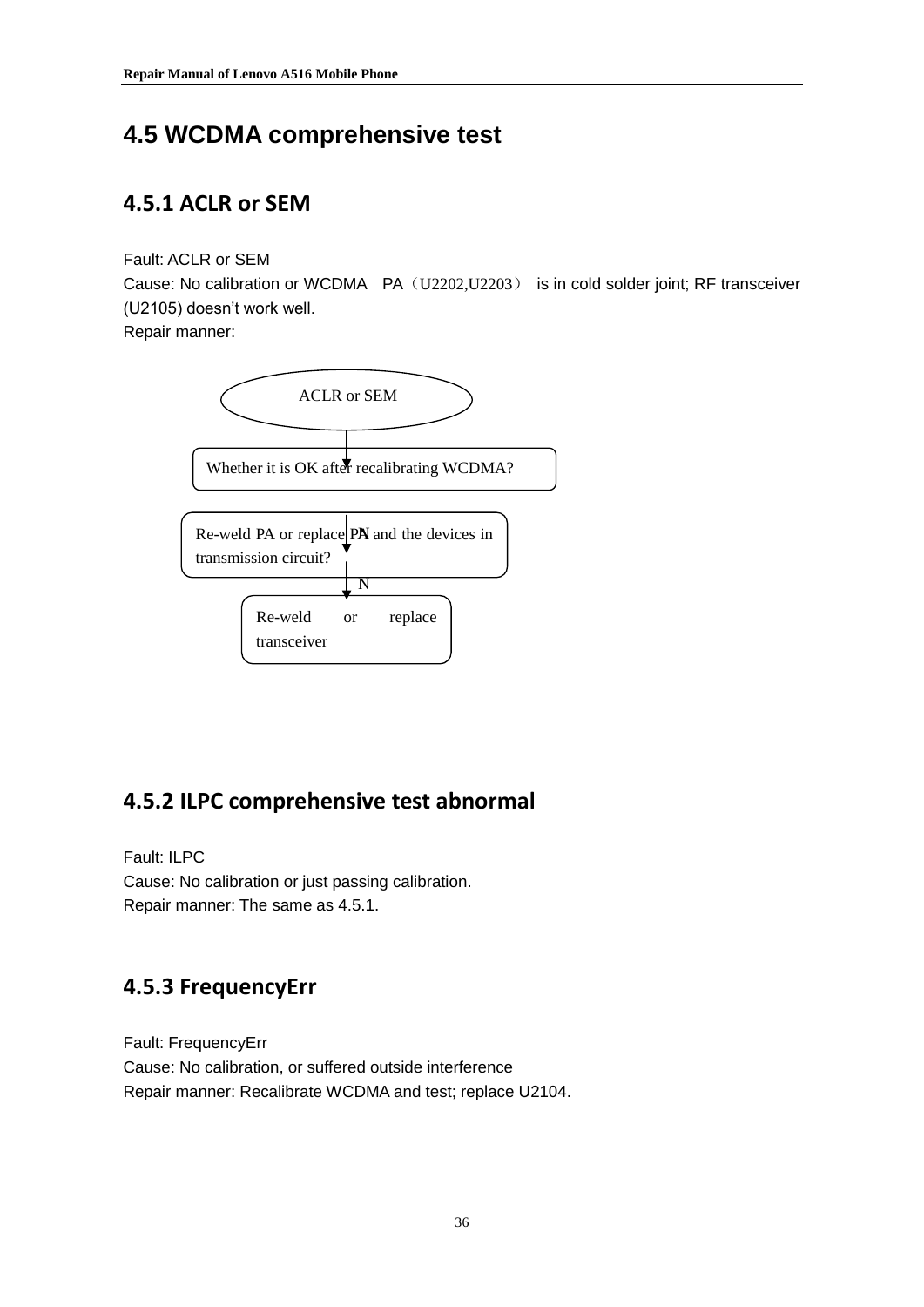# 4.5 WCDMA comprehensive test

## 4.5.1 ACLR or SEM

Fault: ACLR or SEM

Cause: No calibration or WCDMA PA（U2202,U2203） is in cold solder joint; RF transceiver (U2105) doesn't work well.

Repair manner:

ACLR or SEM

Whether it is OK after recalibrating WCDMA?

N

Re-weld PA or replace PA and the devices in transmission circuit?

N

Re-weld or replace transceiver

## 4.5.2 ILPC comprehensive test abnormal

Fault: ILPC

Cause: No calibration or just passing calibration.

Repair manner: The same as 4.5.1.

## 4.5.3 FrequencyErr

Fault: FrequencyErr

Cause: No calibration, or suffered outside interference

Repair manner: Recalibrate WCDMA and test; replace U2104.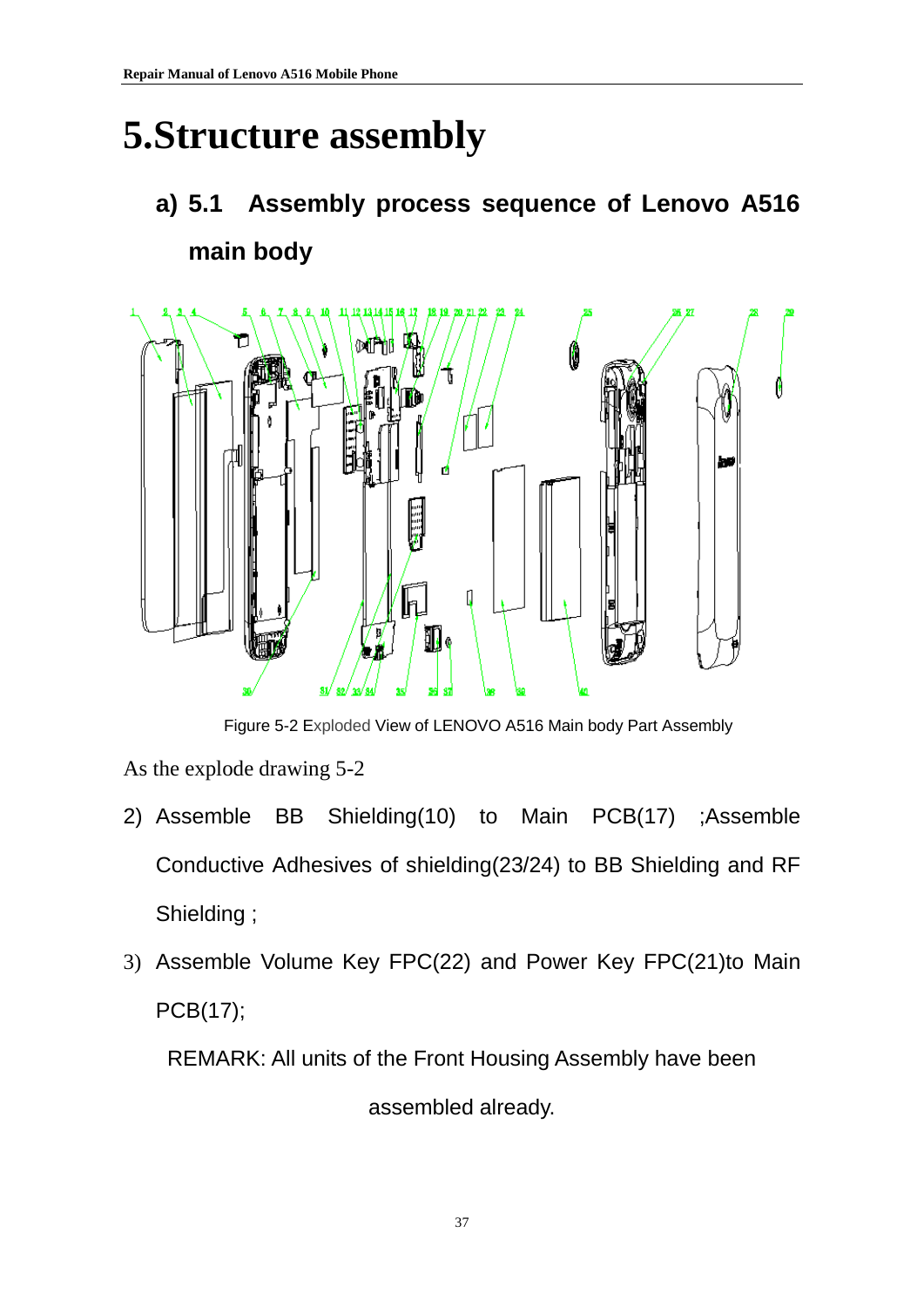# 5.Structure assembly

## a) 5.1 Assembly process sequence of Lenovo A516 main body

Figure 5-2 Exploded View of LENOVO A516 Main body Part Assembly

As the explode drawing 5-2

2) Assemble BB Shielding(10) to Main PCB(17) ;Assemble Conductive Adhesives of shielding(23/24) to BB Shielding and RF Shielding ;

3) Assemble Volume Key FPC(22) and Power Key FPC(21)to Main PCB(17);

REMARK: All units of the Front Housing Assembly have been assembled already.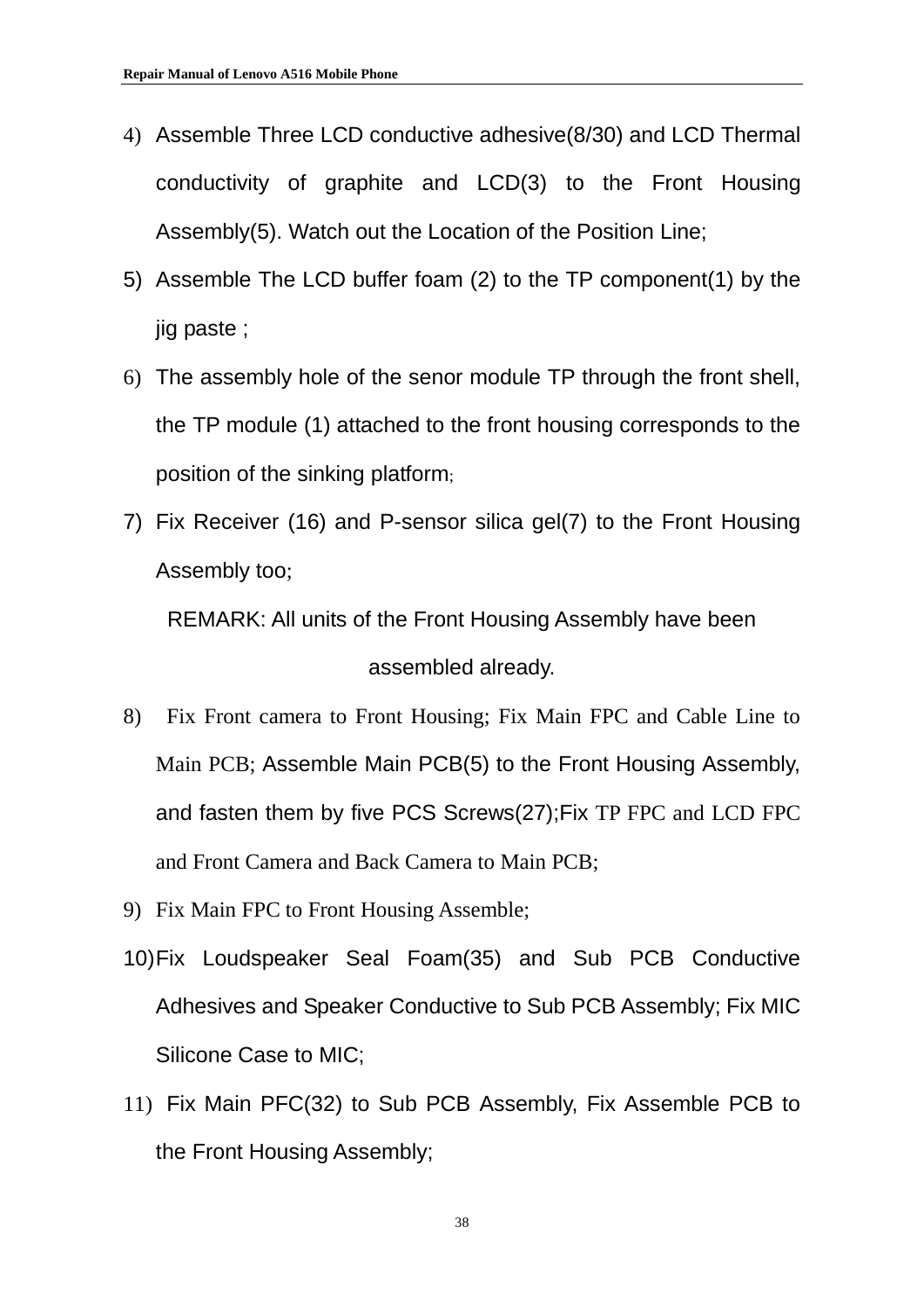4) Assemble Three LCD conductive adhesive(8/30) and LCD Thermal conductivity of graphite and LCD(3) to the Front Housing Assembly(5). Watch out the Location of the Position Line;
5) Assemble The LCD buffer foam (2) to the TP component(1) by the jig paste ;
6) The assembly hole of the senor module TP through the front shell, the TP module (1) attached to the front housing corresponds to the position of the sinking platform;
7) Fix Receiver (16) and P-sensor silica gel(7) to the Front Housing Assembly too;

   REMARK: All units of the Front Housing Assembly have been assembled already.

8) Fix Front camera to Front Housing; Fix Main FPC and Cable Line to Main PCB; Assemble Main PCB(5) to the Front Housing Assembly, and fasten them by five PCS Screws(27);Fix TP FPC and LCD FPC and Front Camera and Back Camera to Main PCB;
9) Fix Main FPC to Front Housing Assemble;
10) Fix Loudspeaker Seal Foam(35) and Sub PCB Conductive Adhesives and Speaker Conductive to Sub PCB Assembly; Fix MIC Silicone Case to MIC;
11) Fix Main PFC(32) to Sub PCB Assembly, Fix Assemble PCB to the Front Housing Assembly;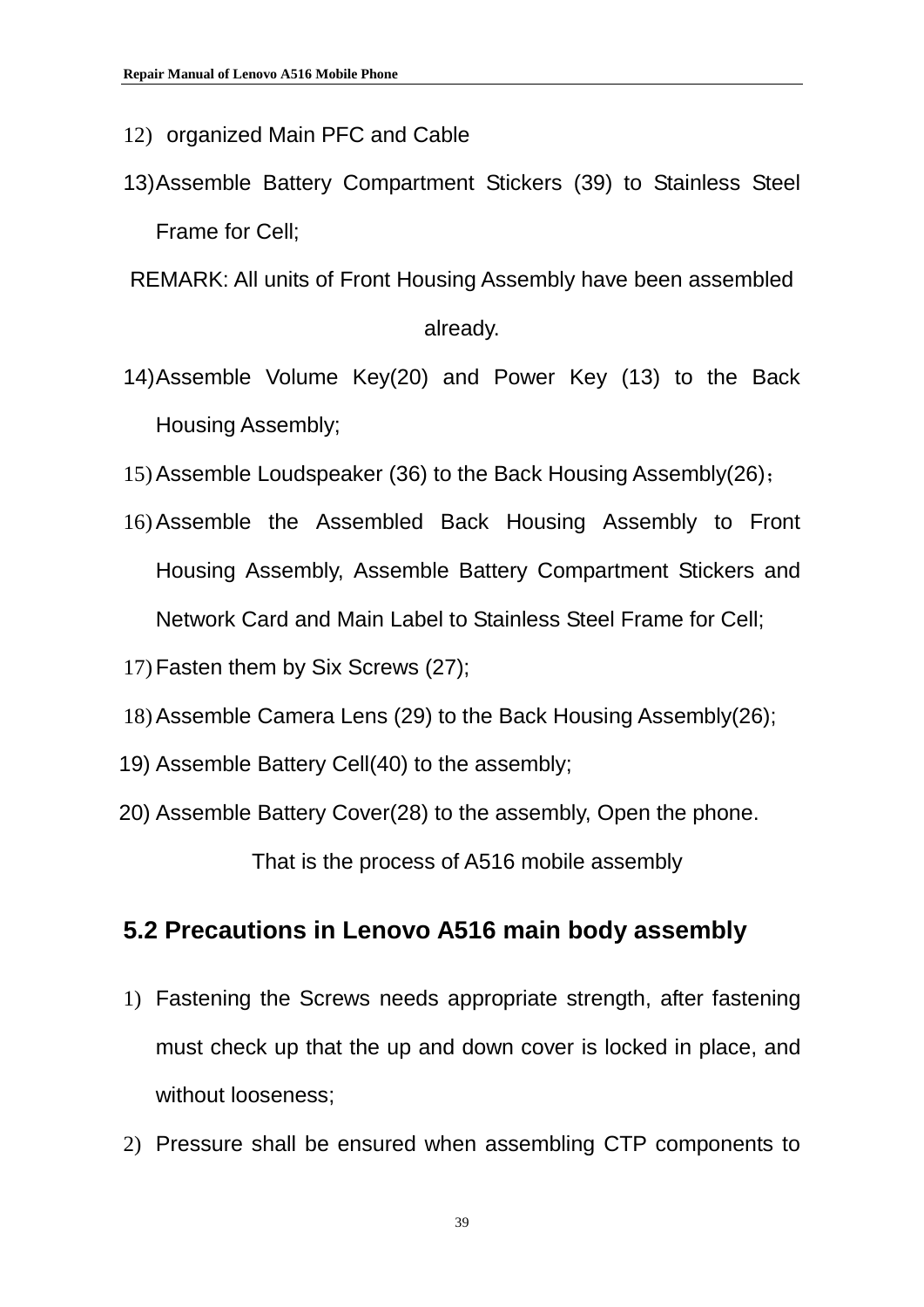12) organized Main PFC and Cable
13) Assemble Battery Compartment Stickers (39) to Stainless Steel Frame for Cell;

REMARK: All units of Front Housing Assembly have been assembled already.

14) Assemble Volume Key(20) and Power Key (13) to the Back Housing Assembly;
15) Assemble Loudspeaker (36) to the Back Housing Assembly(26)；
16) Assemble the Assembled Back Housing Assembly to Front Housing Assembly, Assemble Battery Compartment Stickers and Network Card and Main Label to Stainless Steel Frame for Cell;
17) Fasten them by Six Screws (27);
18) Assemble Camera Lens (29) to the Back Housing Assembly(26);
19) Assemble Battery Cell(40) to the assembly;
20) Assemble Battery Cover(28) to the assembly, Open the phone.

That is the process of A516 mobile assembly

## 5.2 Precautions in Lenovo A516 main body assembly

1) Fastening the Screws needs appropriate strength, after fastening must check up that the up and down cover is locked in place, and without looseness;
2) Pressure shall be ensured when assembling CTP components to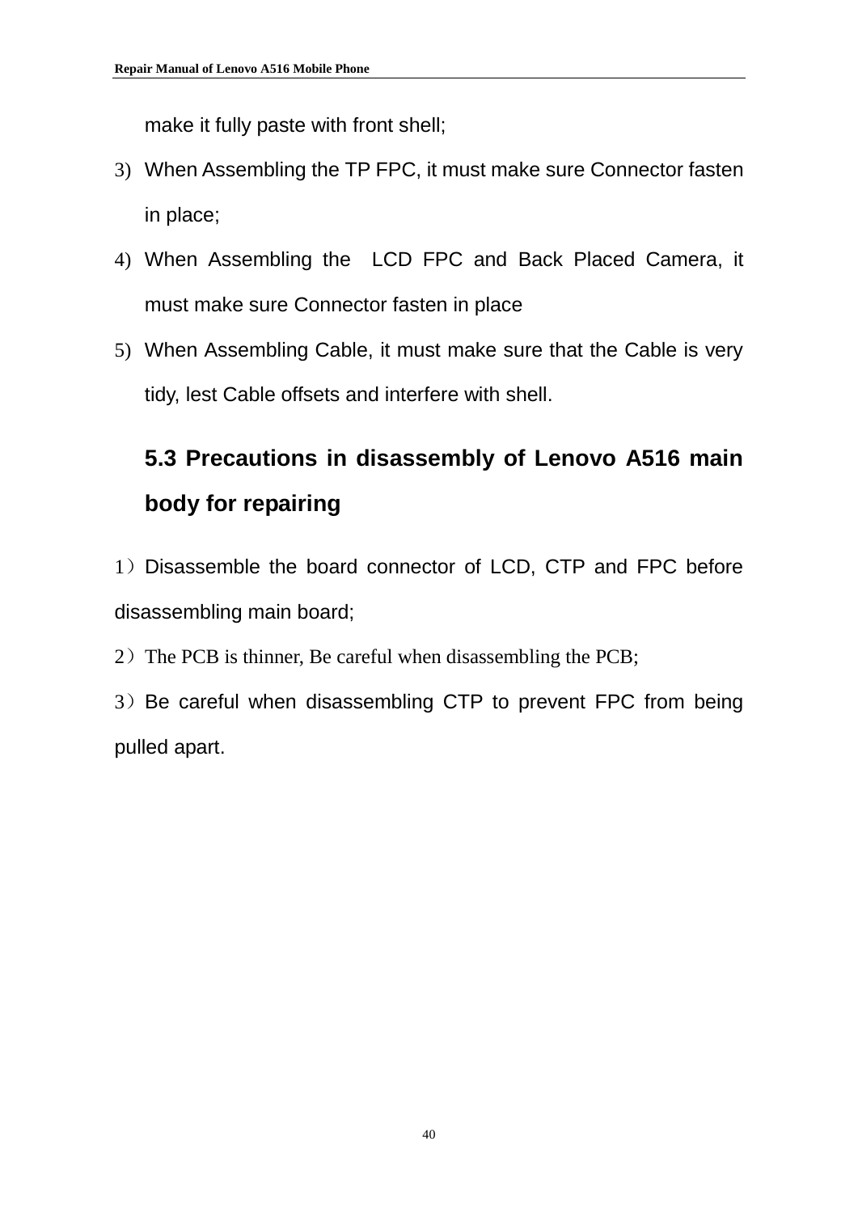make it fully paste with front shell;

3) When Assembling the TP FPC, it must make sure Connector fasten in place;
4) When Assembling the LCD FPC and Back Placed Camera, it must make sure Connector fasten in place
5) When Assembling Cable, it must make sure that the Cable is very tidy, lest Cable offsets and interfere with shell.

## 5.3 Precautions in disassembly of Lenovo A516 main body for repairing

1）Disassemble the board connector of LCD, CTP and FPC before disassembling main board;

2）The PCB is thinner, Be careful when disassembling the PCB;

3）Be careful when disassembling CTP to prevent FPC from being pulled apart.